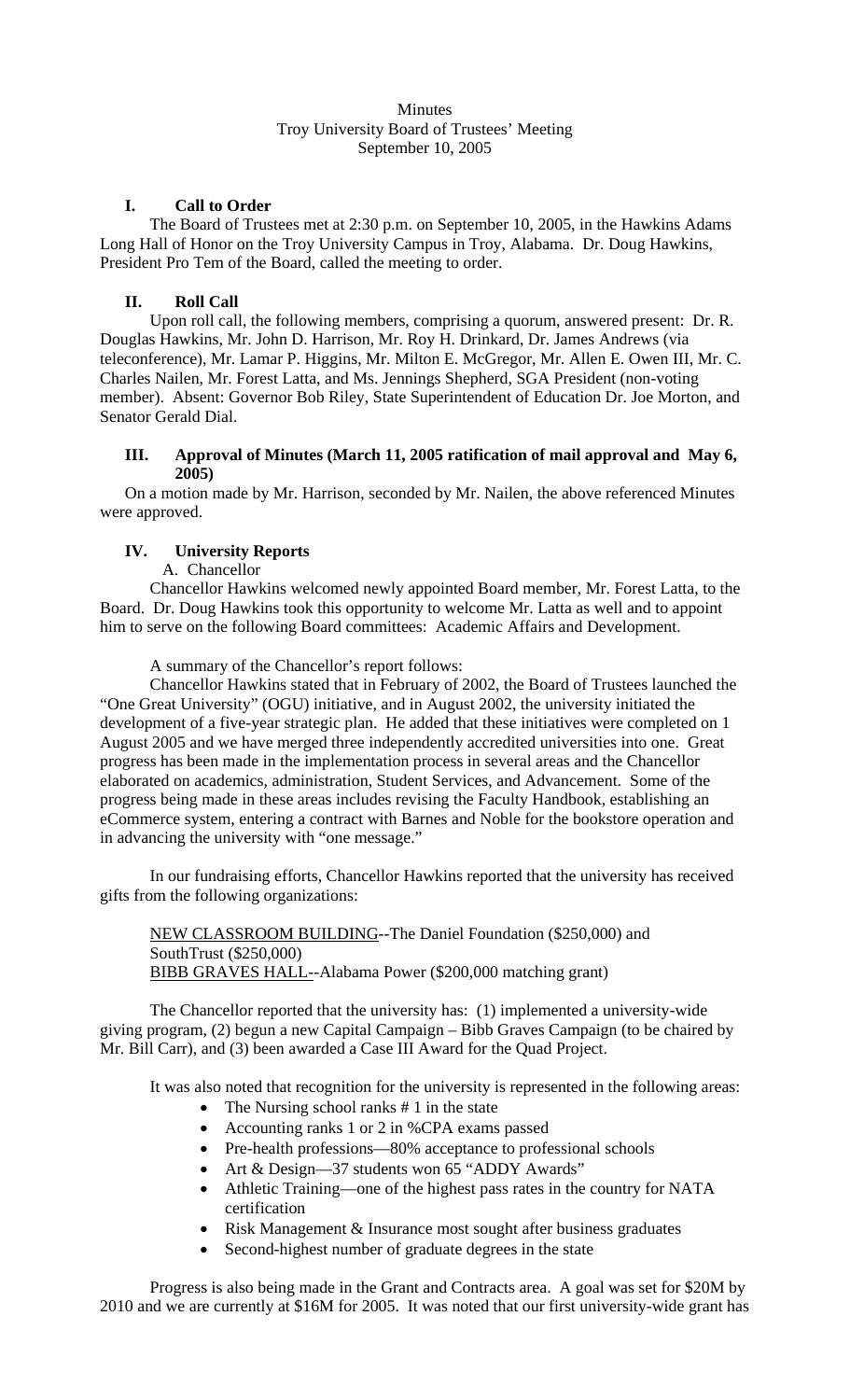Minutes
Troy University Board of Trustees' Meeting
September 10, 2005

## I. Call to Order

The Board of Trustees met at 2:30 p.m. on September 10, 2005, in the Hawkins Adams Long Hall of Honor on the Troy University Campus in Troy, Alabama. Dr. Doug Hawkins, President Pro Tem of the Board, called the meeting to order.

## II. Roll Call

Upon roll call, the following members, comprising a quorum, answered present: Dr. R. Douglas Hawkins, Mr. John D. Harrison, Mr. Roy H. Drinkard, Dr. James Andrews (via teleconference), Mr. Lamar P. Higgins, Mr. Milton E. McGregor, Mr. Allen E. Owen III, Mr. C. Charles Nailen, Mr. Forest Latta, and Ms. Jennings Shepherd, SGA President (non-voting member). Absent: Governor Bob Riley, State Superintendent of Education Dr. Joe Morton, and Senator Gerald Dial.

## III. Approval of Minutes (March 11, 2005 ratification of mail approval and May 6, 2005)

On a motion made by Mr. Harrison, seconded by Mr. Nailen, the above referenced Minutes were approved.

## IV. University Reports

A. Chancellor

Chancellor Hawkins welcomed newly appointed Board member, Mr. Forest Latta, to the Board. Dr. Doug Hawkins took this opportunity to welcome Mr. Latta as well and to appoint him to serve on the following Board committees: Academic Affairs and Development.

A summary of the Chancellor's report follows:

Chancellor Hawkins stated that in February of 2002, the Board of Trustees launched the "One Great University" (OGU) initiative, and in August 2002, the university initiated the development of a five-year strategic plan. He added that these initiatives were completed on 1 August 2005 and we have merged three independently accredited universities into one. Great progress has been made in the implementation process in several areas and the Chancellor elaborated on academics, administration, Student Services, and Advancement. Some of the progress being made in these areas includes revising the Faculty Handbook, establishing an eCommerce system, entering a contract with Barnes and Noble for the bookstore operation and in advancing the university with "one message."

In our fundraising efforts, Chancellor Hawkins reported that the university has received gifts from the following organizations:

NEW CLASSROOM BUILDING--The Daniel Foundation ($250,000) and SouthTrust ($250,000)
BIBB GRAVES HALL--Alabama Power ($200,000 matching grant)

The Chancellor reported that the university has: (1) implemented a university-wide giving program, (2) begun a new Capital Campaign – Bibb Graves Campaign (to be chaired by Mr. Bill Carr), and (3) been awarded a Case III Award for the Quad Project.

It was also noted that recognition for the university is represented in the following areas:

- The Nursing school ranks # 1 in the state
- Accounting ranks 1 or 2 in %CPA exams passed
- Pre-health professions—80% acceptance to professional schools
- Art & Design—37 students won 65 "ADDY Awards"
- Athletic Training—one of the highest pass rates in the country for NATA certification
- Risk Management & Insurance most sought after business graduates
- Second-highest number of graduate degrees in the state

Progress is also being made in the Grant and Contracts area. A goal was set for $20M by 2010 and we are currently at $16M for 2005. It was noted that our first university-wide grant has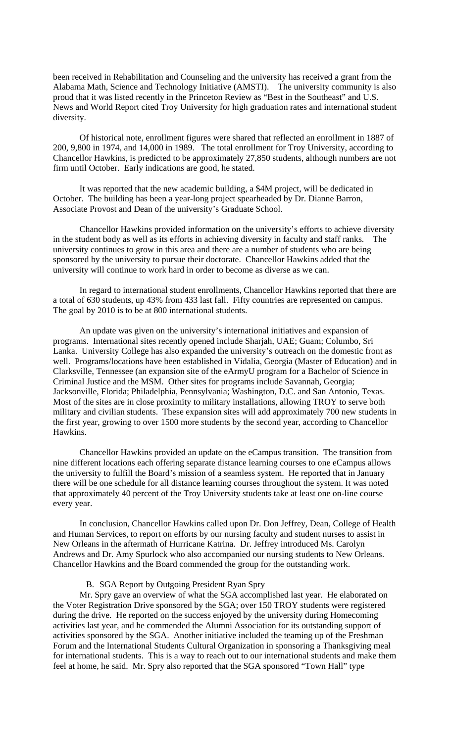been received in Rehabilitation and Counseling and the university has received a grant from the Alabama Math, Science and Technology Initiative (AMSTI). The university community is also proud that it was listed recently in the Princeton Review as "Best in the Southeast" and U.S. News and World Report cited Troy University for high graduation rates and international student diversity.

Of historical note, enrollment figures were shared that reflected an enrollment in 1887 of 200, 9,800 in 1974, and 14,000 in 1989. The total enrollment for Troy University, according to Chancellor Hawkins, is predicted to be approximately 27,850 students, although numbers are not firm until October. Early indications are good, he stated.

It was reported that the new academic building, a $4M project, will be dedicated in October. The building has been a year-long project spearheaded by Dr. Dianne Barron, Associate Provost and Dean of the university's Graduate School.

Chancellor Hawkins provided information on the university's efforts to achieve diversity in the student body as well as its efforts in achieving diversity in faculty and staff ranks. The university continues to grow in this area and there are a number of students who are being sponsored by the university to pursue their doctorate. Chancellor Hawkins added that the university will continue to work hard in order to become as diverse as we can.

In regard to international student enrollments, Chancellor Hawkins reported that there are a total of 630 students, up 43% from 433 last fall. Fifty countries are represented on campus. The goal by 2010 is to be at 800 international students.

An update was given on the university's international initiatives and expansion of programs. International sites recently opened include Sharjah, UAE; Guam; Columbo, Sri Lanka. University College has also expanded the university's outreach on the domestic front as well. Programs/locations have been established in Vidalia, Georgia (Master of Education) and in Clarksville, Tennessee (an expansion site of the eArmyU program for a Bachelor of Science in Criminal Justice and the MSM. Other sites for programs include Savannah, Georgia; Jacksonville, Florida; Philadelphia, Pennsylvania; Washington, D.C. and San Antonio, Texas. Most of the sites are in close proximity to military installations, allowing TROY to serve both military and civilian students. These expansion sites will add approximately 700 new students in the first year, growing to over 1500 more students by the second year, according to Chancellor Hawkins.

Chancellor Hawkins provided an update on the eCampus transition. The transition from nine different locations each offering separate distance learning courses to one eCampus allows the university to fulfill the Board's mission of a seamless system. He reported that in January there will be one schedule for all distance learning courses throughout the system. It was noted that approximately 40 percent of the Troy University students take at least one on-line course every year.

In conclusion, Chancellor Hawkins called upon Dr. Don Jeffrey, Dean, College of Health and Human Services, to report on efforts by our nursing faculty and student nurses to assist in New Orleans in the aftermath of Hurricane Katrina. Dr. Jeffrey introduced Ms. Carolyn Andrews and Dr. Amy Spurlock who also accompanied our nursing students to New Orleans. Chancellor Hawkins and the Board commended the group for the outstanding work.

B. SGA Report by Outgoing President Ryan Spry

Mr. Spry gave an overview of what the SGA accomplished last year. He elaborated on the Voter Registration Drive sponsored by the SGA; over 150 TROY students were registered during the drive. He reported on the success enjoyed by the university during Homecoming activities last year, and he commended the Alumni Association for its outstanding support of activities sponsored by the SGA. Another initiative included the teaming up of the Freshman Forum and the International Students Cultural Organization in sponsoring a Thanksgiving meal for international students. This is a way to reach out to our international students and make them feel at home, he said. Mr. Spry also reported that the SGA sponsored "Town Hall" type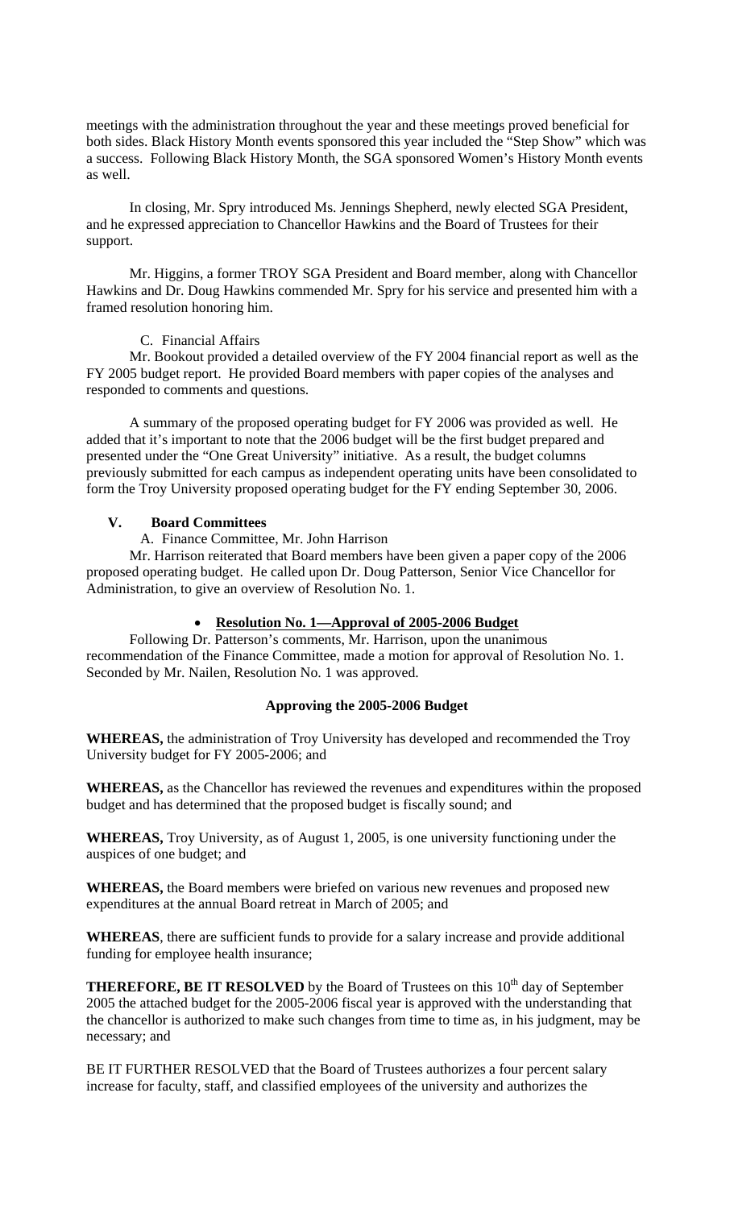meetings with the administration throughout the year and these meetings proved beneficial for both sides. Black History Month events sponsored this year included the "Step Show" which was a success. Following Black History Month, the SGA sponsored Women's History Month events as well.

In closing, Mr. Spry introduced Ms. Jennings Shepherd, newly elected SGA President, and he expressed appreciation to Chancellor Hawkins and the Board of Trustees for their support.

Mr. Higgins, a former TROY SGA President and Board member, along with Chancellor Hawkins and Dr. Doug Hawkins commended Mr. Spry for his service and presented him with a framed resolution honoring him.

C. Financial Affairs

Mr. Bookout provided a detailed overview of the FY 2004 financial report as well as the FY 2005 budget report. He provided Board members with paper copies of the analyses and responded to comments and questions.

A summary of the proposed operating budget for FY 2006 was provided as well. He added that it's important to note that the 2006 budget will be the first budget prepared and presented under the "One Great University" initiative. As a result, the budget columns previously submitted for each campus as independent operating units have been consolidated to form the Troy University proposed operating budget for the FY ending September 30, 2006.

## V. Board Committees

A. Finance Committee, Mr. John Harrison

Mr. Harrison reiterated that Board members have been given a paper copy of the 2006 proposed operating budget. He called upon Dr. Doug Patterson, Senior Vice Chancellor for Administration, to give an overview of Resolution No. 1.

- **Resolution No. 1—Approval of 2005-2006 Budget**

Following Dr. Patterson's comments, Mr. Harrison, upon the unanimous recommendation of the Finance Committee, made a motion for approval of Resolution No. 1. Seconded by Mr. Nailen, Resolution No. 1 was approved.

**Approving the 2005-2006 Budget**

**WHEREAS,** the administration of Troy University has developed and recommended the Troy University budget for FY 2005-2006; and

**WHEREAS,** as the Chancellor has reviewed the revenues and expenditures within the proposed budget and has determined that the proposed budget is fiscally sound; and

**WHEREAS,** Troy University, as of August 1, 2005, is one university functioning under the auspices of one budget; and

**WHEREAS,** the Board members were briefed on various new revenues and proposed new expenditures at the annual Board retreat in March of 2005; and

**WHEREAS**, there are sufficient funds to provide for a salary increase and provide additional funding for employee health insurance;

**THEREFORE, BE IT RESOLVED** by the Board of Trustees on this 10th day of September 2005 the attached budget for the 2005-2006 fiscal year is approved with the understanding that the chancellor is authorized to make such changes from time to time as, in his judgment, may be necessary; and

BE IT FURTHER RESOLVED that the Board of Trustees authorizes a four percent salary increase for faculty, staff, and classified employees of the university and authorizes the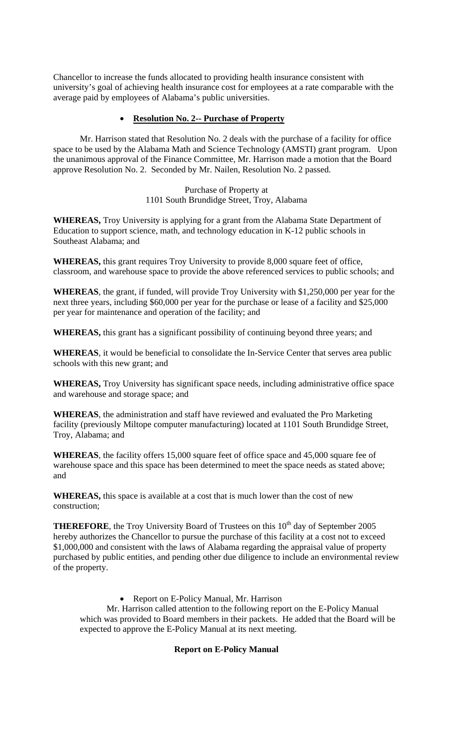Chancellor to increase the funds allocated to providing health insurance consistent with university's goal of achieving health insurance cost for employees at a rate comparable with the average paid by employees of Alabama's public universities.

- **Resolution No. 2-- Purchase of Property**

Mr. Harrison stated that Resolution No. 2 deals with the purchase of a facility for office space to be used by the Alabama Math and Science Technology (AMSTI) grant program. Upon the unanimous approval of the Finance Committee, Mr. Harrison made a motion that the Board approve Resolution No. 2. Seconded by Mr. Nailen, Resolution No. 2 passed.

Purchase of Property at
1101 South Brundidge Street, Troy, Alabama

**WHEREAS,** Troy University is applying for a grant from the Alabama State Department of Education to support science, math, and technology education in K-12 public schools in Southeast Alabama; and

**WHEREAS,** this grant requires Troy University to provide 8,000 square feet of office, classroom, and warehouse space to provide the above referenced services to public schools; and

**WHEREAS**, the grant, if funded, will provide Troy University with $1,250,000 per year for the next three years, including $60,000 per year for the purchase or lease of a facility and $25,000 per year for maintenance and operation of the facility; and

**WHEREAS,** this grant has a significant possibility of continuing beyond three years; and

**WHEREAS**, it would be beneficial to consolidate the In-Service Center that serves area public schools with this new grant; and

**WHEREAS,** Troy University has significant space needs, including administrative office space and warehouse and storage space; and

**WHEREAS**, the administration and staff have reviewed and evaluated the Pro Marketing facility (previously Miltope computer manufacturing) located at 1101 South Brundidge Street, Troy, Alabama; and

**WHEREAS**, the facility offers 15,000 square feet of office space and 45,000 square fee of warehouse space and this space has been determined to meet the space needs as stated above; and

**WHEREAS,** this space is available at a cost that is much lower than the cost of new construction;

**THEREFORE**, the Troy University Board of Trustees on this 10th day of September 2005 hereby authorizes the Chancellor to pursue the purchase of this facility at a cost not to exceed $1,000,000 and consistent with the laws of Alabama regarding the appraisal value of property purchased by public entities, and pending other due diligence to include an environmental review of the property.

- Report on E-Policy Manual, Mr. Harrison

Mr. Harrison called attention to the following report on the E-Policy Manual which was provided to Board members in their packets. He added that the Board will be expected to approve the E-Policy Manual at its next meeting.

**Report on E-Policy Manual**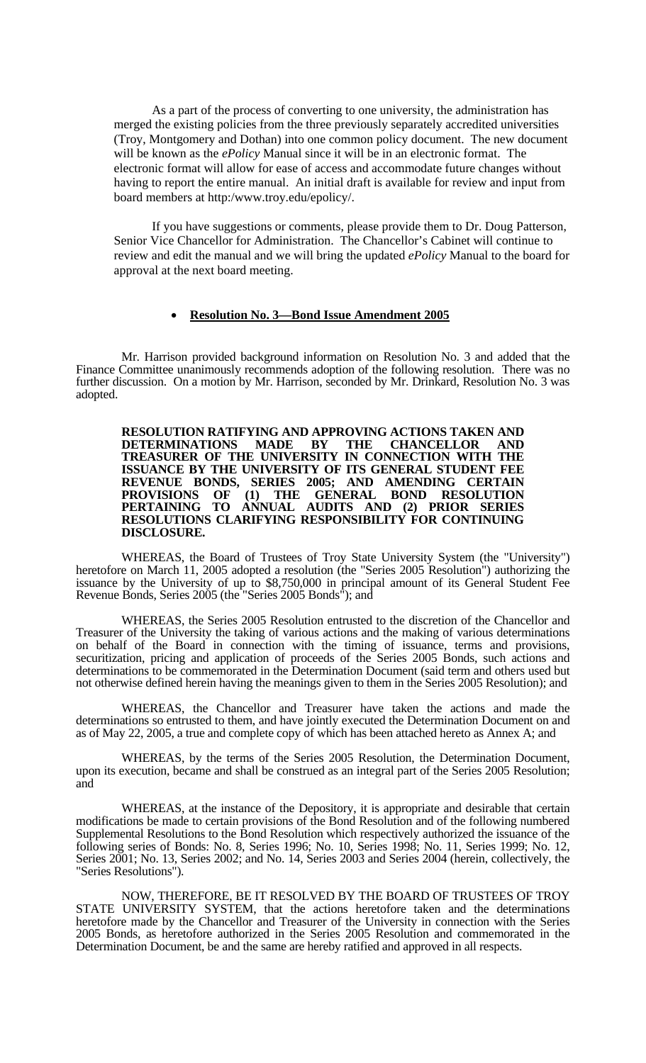As a part of the process of converting to one university, the administration has merged the existing policies from the three previously separately accredited universities (Troy, Montgomery and Dothan) into one common policy document. The new document will be known as the *ePolicy* Manual since it will be in an electronic format. The electronic format will allow for ease of access and accommodate future changes without having to report the entire manual. An initial draft is available for review and input from board members at http:/www.troy.edu/epolicy/.

If you have suggestions or comments, please provide them to Dr. Doug Patterson, Senior Vice Chancellor for Administration. The Chancellor's Cabinet will continue to review and edit the manual and we will bring the updated *ePolicy* Manual to the board for approval at the next board meeting.

- **Resolution No. 3—Bond Issue Amendment 2005**

Mr. Harrison provided background information on Resolution No. 3 and added that the Finance Committee unanimously recommends adoption of the following resolution. There was no further discussion. On a motion by Mr. Harrison, seconded by Mr. Drinkard, Resolution No. 3 was adopted.

**RESOLUTION RATIFYING AND APPROVING ACTIONS TAKEN AND DETERMINATIONS MADE BY THE CHANCELLOR AND TREASURER OF THE UNIVERSITY IN CONNECTION WITH THE ISSUANCE BY THE UNIVERSITY OF ITS GENERAL STUDENT FEE REVENUE BONDS, SERIES 2005; AND AMENDING CERTAIN PROVISIONS OF (1) THE GENERAL BOND RESOLUTION PERTAINING TO ANNUAL AUDITS AND (2) PRIOR SERIES RESOLUTIONS CLARIFYING RESPONSIBILITY FOR CONTINUING DISCLOSURE.**

WHEREAS, the Board of Trustees of Troy State University System (the "University") heretofore on March 11, 2005 adopted a resolution (the "Series 2005 Resolution") authorizing the issuance by the University of up to $8,750,000 in principal amount of its General Student Fee Revenue Bonds, Series 2005 (the "Series 2005 Bonds"); and

WHEREAS, the Series 2005 Resolution entrusted to the discretion of the Chancellor and Treasurer of the University the taking of various actions and the making of various determinations on behalf of the Board in connection with the timing of issuance, terms and provisions, securitization, pricing and application of proceeds of the Series 2005 Bonds, such actions and determinations to be commemorated in the Determination Document (said term and others used but not otherwise defined herein having the meanings given to them in the Series 2005 Resolution); and

WHEREAS, the Chancellor and Treasurer have taken the actions and made the determinations so entrusted to them, and have jointly executed the Determination Document on and as of May 22, 2005, a true and complete copy of which has been attached hereto as Annex A; and

WHEREAS, by the terms of the Series 2005 Resolution, the Determination Document, upon its execution, became and shall be construed as an integral part of the Series 2005 Resolution; and

WHEREAS, at the instance of the Depository, it is appropriate and desirable that certain modifications be made to certain provisions of the Bond Resolution and of the following numbered Supplemental Resolutions to the Bond Resolution which respectively authorized the issuance of the following series of Bonds: No. 8, Series 1996; No. 10, Series 1998; No. 11, Series 1999; No. 12, Series 2001; No. 13, Series 2002; and No. 14, Series 2003 and Series 2004 (herein, collectively, the "Series Resolutions").

NOW, THEREFORE, BE IT RESOLVED BY THE BOARD OF TRUSTEES OF TROY STATE UNIVERSITY SYSTEM, that the actions heretofore taken and the determinations heretofore made by the Chancellor and Treasurer of the University in connection with the Series 2005 Bonds, as heretofore authorized in the Series 2005 Resolution and commemorated in the Determination Document, be and the same are hereby ratified and approved in all respects.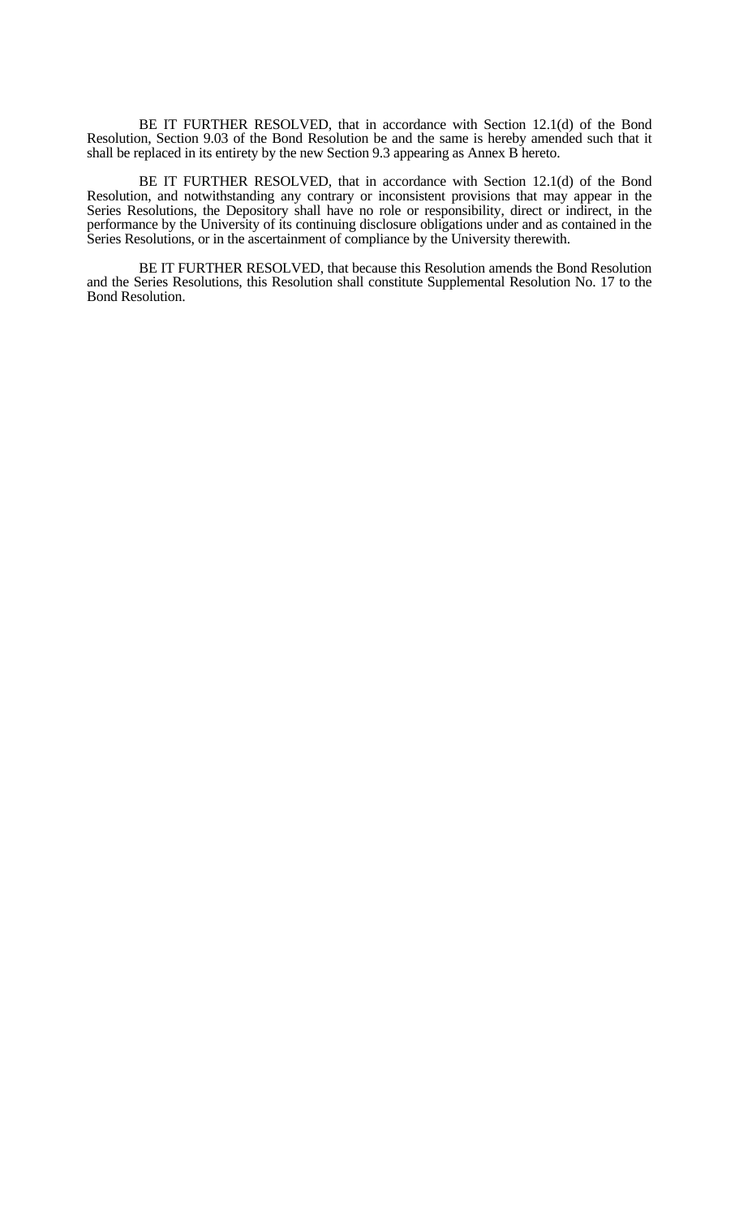BE IT FURTHER RESOLVED, that in accordance with Section 12.1(d) of the Bond Resolution, Section 9.03 of the Bond Resolution be and the same is hereby amended such that it shall be replaced in its entirety by the new Section 9.3 appearing as Annex B hereto.

BE IT FURTHER RESOLVED, that in accordance with Section 12.1(d) of the Bond Resolution, and notwithstanding any contrary or inconsistent provisions that may appear in the Series Resolutions, the Depository shall have no role or responsibility, direct or indirect, in the performance by the University of its continuing disclosure obligations under and as contained in the Series Resolutions, or in the ascertainment of compliance by the University therewith.

BE IT FURTHER RESOLVED, that because this Resolution amends the Bond Resolution and the Series Resolutions, this Resolution shall constitute Supplemental Resolution No. 17 to the Bond Resolution.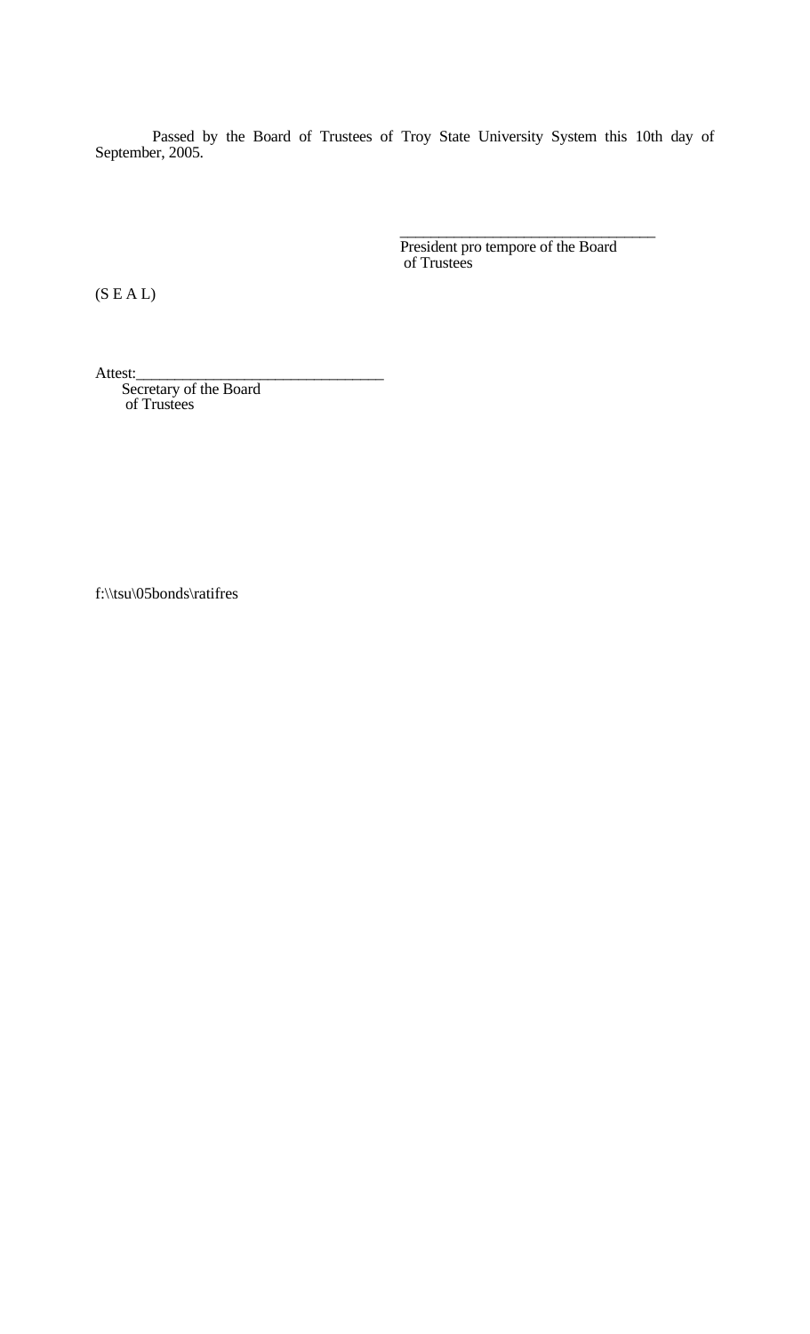Passed by the Board of Trustees of Troy State University System this 10th day of September, 2005.

\_\_\_\_\_\_\_\_\_\_\_\_\_\_\_\_\_\_\_\_\_\_\_\_\_\_\_\_\_\_\_\_\_
President pro tempore of the Board
of Trustees

(S E A L)

Attest:\_\_\_\_\_\_\_\_\_\_\_\_\_\_\_\_\_\_\_\_\_\_\_\_\_\_\_\_\_\_\_\_\_
Secretary of the Board
of Trustees

f:\\tsu\05bonds\ratifres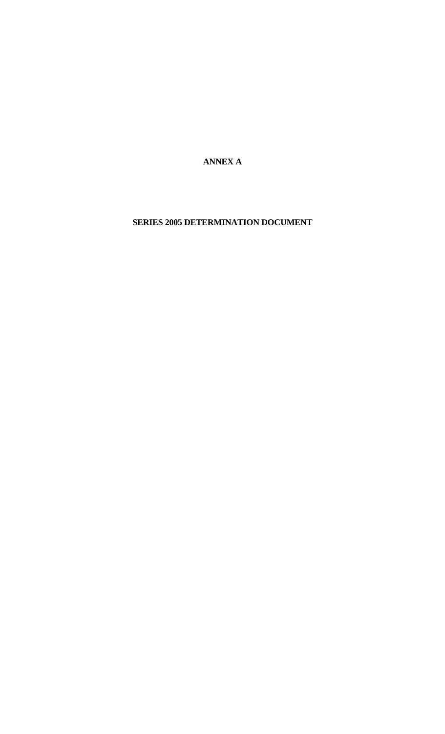# ANNEX A

## SERIES 2005 DETERMINATION DOCUMENT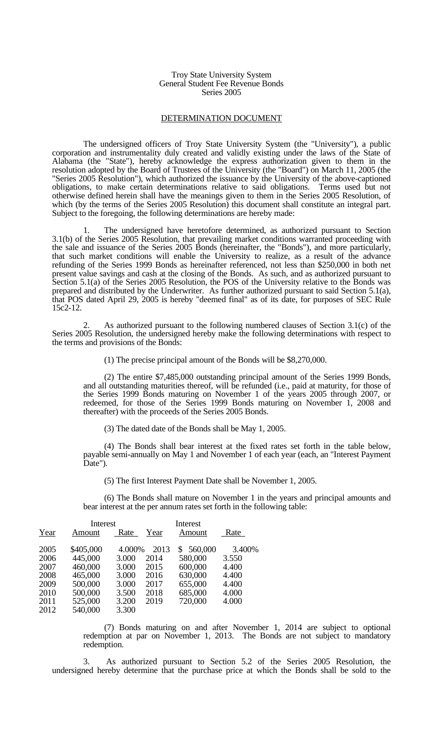Troy State University System
General Student Fee Revenue Bonds
Series 2005

## DETERMINATION DOCUMENT

The undersigned officers of Troy State University System (the "University"), a public corporation and instrumentality duly created and validly existing under the laws of the State of Alabama (the "State"), hereby acknowledge the express authorization given to them in the resolution adopted by the Board of Trustees of the University (the "Board") on March 11, 2005 (the "Series 2005 Resolution"), which authorized the issuance by the University of the above-captioned obligations, to make certain determinations relative to said obligations. Terms used but not otherwise defined herein shall have the meanings given to them in the Series 2005 Resolution, of which (by the terms of the Series 2005 Resolution) this document shall constitute an integral part. Subject to the foregoing, the following determinations are hereby made:

1. The undersigned have heretofore determined, as authorized pursuant to Section 3.1(b) of the Series 2005 Resolution, that prevailing market conditions warranted proceeding with the sale and issuance of the Series 2005 Bonds (hereinafter, the "Bonds"), and more particularly, that such market conditions will enable the University to realize, as a result of the advance refunding of the Series 1999 Bonds as hereinafter referenced, not less than $250,000 in both net present value savings and cash at the closing of the Bonds. As such, and as authorized pursuant to Section 5.1(a) of the Series 2005 Resolution, the POS of the University relative to the Bonds was prepared and distributed by the Underwriter. As further authorized pursuant to said Section 5.1(a), that POS dated April 29, 2005 is hereby "deemed final" as of its date, for purposes of SEC Rule 15c2-12.

2. As authorized pursuant to the following numbered clauses of Section 3.1(c) of the Series 2005 Resolution, the undersigned hereby make the following determinations with respect to the terms and provisions of the Bonds:

(1) The precise principal amount of the Bonds will be $8,270,000.

(2) The entire $7,485,000 outstanding principal amount of the Series 1999 Bonds, and all outstanding maturities thereof, will be refunded (i.e., paid at maturity, for those of the Series 1999 Bonds maturing on November 1 of the years 2005 through 2007, or redeemed, for those of the Series 1999 Bonds maturing on November 1, 2008 and thereafter) with the proceeds of the Series 2005 Bonds.

(3) The dated date of the Bonds shall be May 1, 2005.

(4) The Bonds shall bear interest at the fixed rates set forth in the table below, payable semi-annually on May 1 and November 1 of each year (each, an "Interest Payment Date").

(5) The first Interest Payment Date shall be November 1, 2005.

(6) The Bonds shall mature on November 1 in the years and principal amounts and bear interest at the per annum rates set forth in the following table:

| Year | Amount | Interest Rate | Year | Amount | Interest Rate |
|---|---|---|---|---|---|
| 2005 | $405,000 | 4.000% | 2013 | $ 560,000 | 3.400% |
| 2006 | 445,000 | 3.000 | 2014 | 580,000 | 3.550 |
| 2007 | 460,000 | 3.000 | 2015 | 600,000 | 4.400 |
| 2008 | 465,000 | 3.000 | 2016 | 630,000 | 4.400 |
| 2009 | 500,000 | 3.000 | 2017 | 655,000 | 4.400 |
| 2010 | 500,000 | 3.500 | 2018 | 685,000 | 4.000 |
| 2011 | 525,000 | 3.200 | 2019 | 720,000 | 4.000 |
| 2012 | 540,000 | 3.300 | | | |

(7) Bonds maturing on and after November 1, 2014 are subject to optional redemption at par on November 1, 2013. The Bonds are not subject to mandatory redemption.

3. As authorized pursuant to Section 5.2 of the Series 2005 Resolution, the undersigned hereby determine that the purchase price at which the Bonds shall be sold to the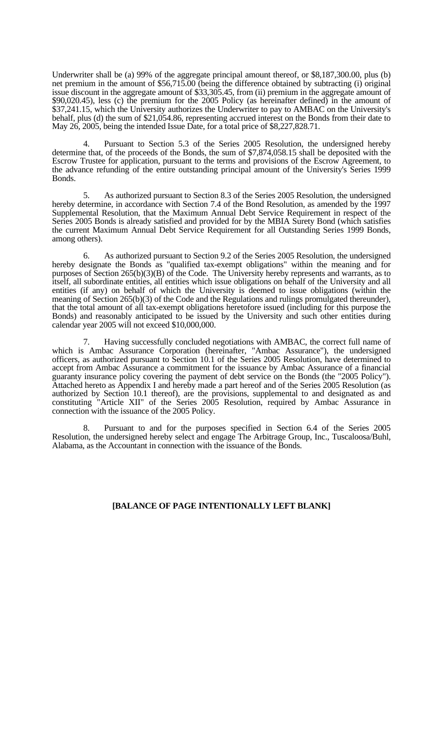Underwriter shall be (a) 99% of the aggregate principal amount thereof, or $8,187,300.00, plus (b) net premium in the amount of $56,715.00 (being the difference obtained by subtracting (i) original issue discount in the aggregate amount of $33,305.45, from (ii) premium in the aggregate amount of $90,020.45), less (c) the premium for the 2005 Policy (as hereinafter defined) in the amount of $37,241.15, which the University authorizes the Underwriter to pay to AMBAC on the University's behalf, plus (d) the sum of $21,054.86, representing accrued interest on the Bonds from their date to May 26, 2005, being the intended Issue Date, for a total price of $8,227,828.71.

4. Pursuant to Section 5.3 of the Series 2005 Resolution, the undersigned hereby determine that, of the proceeds of the Bonds, the sum of $7,874,058.15 shall be deposited with the Escrow Trustee for application, pursuant to the terms and provisions of the Escrow Agreement, to the advance refunding of the entire outstanding principal amount of the University's Series 1999 Bonds.

5. As authorized pursuant to Section 8.3 of the Series 2005 Resolution, the undersigned hereby determine, in accordance with Section 7.4 of the Bond Resolution, as amended by the 1997 Supplemental Resolution, that the Maximum Annual Debt Service Requirement in respect of the Series 2005 Bonds is already satisfied and provided for by the MBIA Surety Bond (which satisfies the current Maximum Annual Debt Service Requirement for all Outstanding Series 1999 Bonds, among others).

6. As authorized pursuant to Section 9.2 of the Series 2005 Resolution, the undersigned hereby designate the Bonds as "qualified tax-exempt obligations" within the meaning and for purposes of Section 265(b)(3)(B) of the Code. The University hereby represents and warrants, as to itself, all subordinate entities, all entities which issue obligations on behalf of the University and all entities (if any) on behalf of which the University is deemed to issue obligations (within the meaning of Section 265(b)(3) of the Code and the Regulations and rulings promulgated thereunder), that the total amount of all tax-exempt obligations heretofore issued (including for this purpose the Bonds) and reasonably anticipated to be issued by the University and such other entities during calendar year 2005 will not exceed $10,000,000.

7. Having successfully concluded negotiations with AMBAC, the correct full name of which is Ambac Assurance Corporation (hereinafter, "Ambac Assurance"), the undersigned officers, as authorized pursuant to Section 10.1 of the Series 2005 Resolution, have determined to accept from Ambac Assurance a commitment for the issuance by Ambac Assurance of a financial guaranty insurance policy covering the payment of debt service on the Bonds (the "2005 Policy"). Attached hereto as Appendix I and hereby made a part hereof and of the Series 2005 Resolution (as authorized by Section 10.1 thereof), are the provisions, supplemental to and designated as and constituting "Article XII" of the Series 2005 Resolution, required by Ambac Assurance in connection with the issuance of the 2005 Policy.

8. Pursuant to and for the purposes specified in Section 6.4 of the Series 2005 Resolution, the undersigned hereby select and engage The Arbitrage Group, Inc., Tuscaloosa/Buhl, Alabama, as the Accountant in connection with the issuance of the Bonds.

**[BALANCE OF PAGE INTENTIONALLY LEFT BLANK]**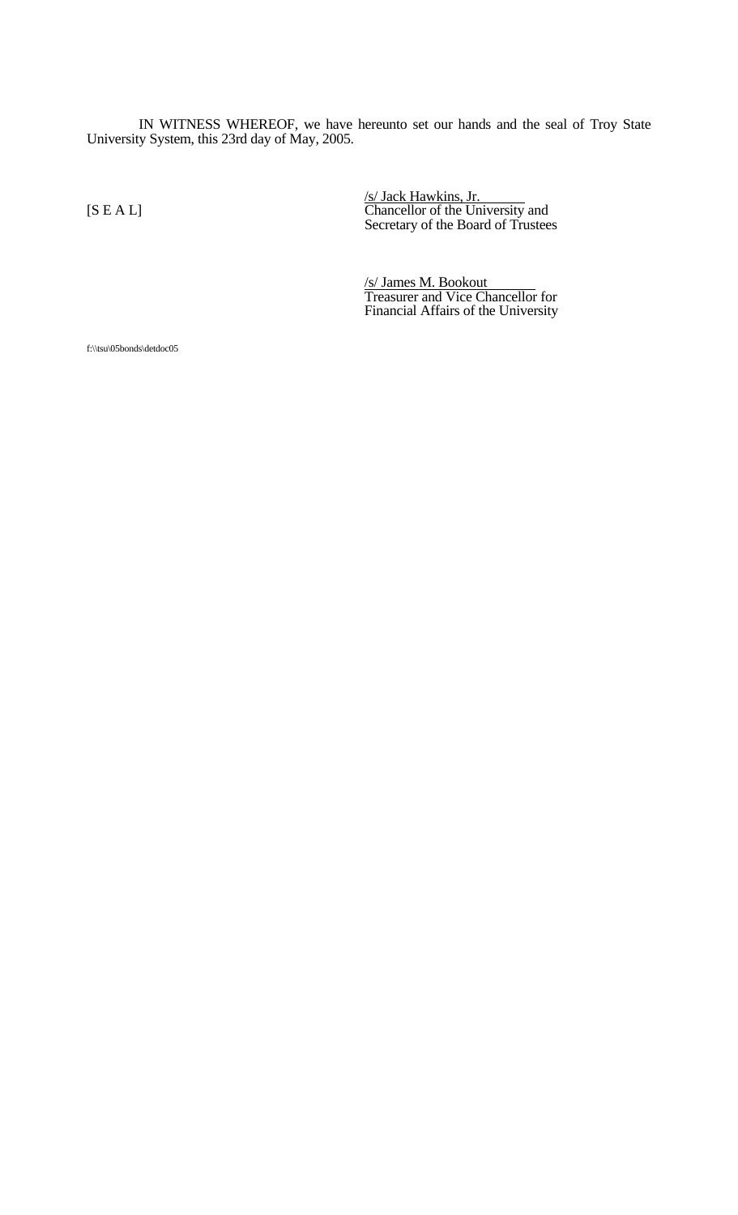IN WITNESS WHEREOF, we have hereunto set our hands and the seal of Troy State University System, this 23rd day of May, 2005.

[S E A L]

/s/ Jack Hawkins, Jr.
Chancellor of the University and
Secretary of the Board of Trustees

/s/ James M. Bookout
Treasurer and Vice Chancellor for
Financial Affairs of the University

f:\\tsu\05bonds\detdoc05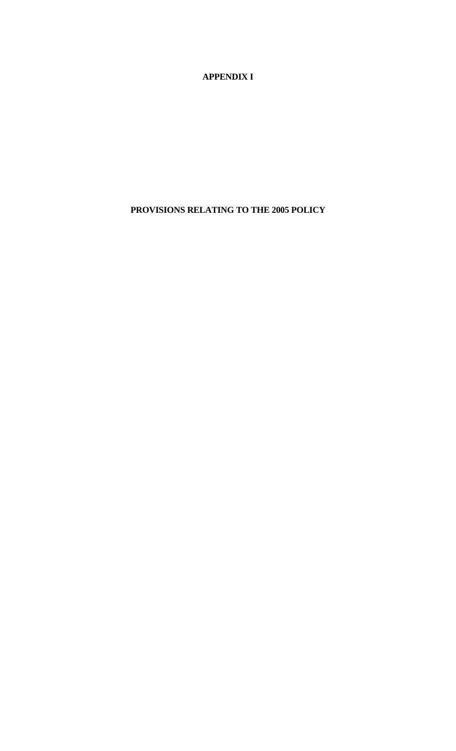# APPENDIX I

## PROVISIONS RELATING TO THE 2005 POLICY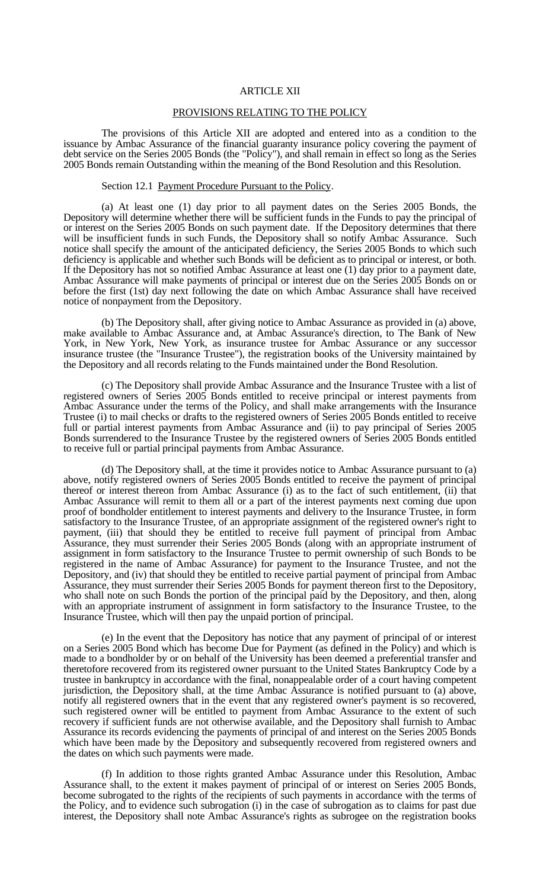# ARTICLE XII

## PROVISIONS RELATING TO THE POLICY

The provisions of this Article XII are adopted and entered into as a condition to the issuance by Ambac Assurance of the financial guaranty insurance policy covering the payment of debt service on the Series 2005 Bonds (the "Policy"), and shall remain in effect so long as the Series 2005 Bonds remain Outstanding within the meaning of the Bond Resolution and this Resolution.

### Section 12.1 Payment Procedure Pursuant to the Policy.

(a) At least one (1) day prior to all payment dates on the Series 2005 Bonds, the Depository will determine whether there will be sufficient funds in the Funds to pay the principal of or interest on the Series 2005 Bonds on such payment date. If the Depository determines that there will be insufficient funds in such Funds, the Depository shall so notify Ambac Assurance. Such notice shall specify the amount of the anticipated deficiency, the Series 2005 Bonds to which such deficiency is applicable and whether such Bonds will be deficient as to principal or interest, or both. If the Depository has not so notified Ambac Assurance at least one (1) day prior to a payment date, Ambac Assurance will make payments of principal or interest due on the Series 2005 Bonds on or before the first (1st) day next following the date on which Ambac Assurance shall have received notice of nonpayment from the Depository.

(b) The Depository shall, after giving notice to Ambac Assurance as provided in (a) above, make available to Ambac Assurance and, at Ambac Assurance's direction, to The Bank of New York, in New York, New York, as insurance trustee for Ambac Assurance or any successor insurance trustee (the "Insurance Trustee"), the registration books of the University maintained by the Depository and all records relating to the Funds maintained under the Bond Resolution.

(c) The Depository shall provide Ambac Assurance and the Insurance Trustee with a list of registered owners of Series 2005 Bonds entitled to receive principal or interest payments from Ambac Assurance under the terms of the Policy, and shall make arrangements with the Insurance Trustee (i) to mail checks or drafts to the registered owners of Series 2005 Bonds entitled to receive full or partial interest payments from Ambac Assurance and (ii) to pay principal of Series 2005 Bonds surrendered to the Insurance Trustee by the registered owners of Series 2005 Bonds entitled to receive full or partial principal payments from Ambac Assurance.

(d) The Depository shall, at the time it provides notice to Ambac Assurance pursuant to (a) above, notify registered owners of Series 2005 Bonds entitled to receive the payment of principal thereof or interest thereon from Ambac Assurance (i) as to the fact of such entitlement, (ii) that Ambac Assurance will remit to them all or a part of the interest payments next coming due upon proof of bondholder entitlement to interest payments and delivery to the Insurance Trustee, in form satisfactory to the Insurance Trustee, of an appropriate assignment of the registered owner's right to payment, (iii) that should they be entitled to receive full payment of principal from Ambac Assurance, they must surrender their Series 2005 Bonds (along with an appropriate instrument of assignment in form satisfactory to the Insurance Trustee to permit ownership of such Bonds to be registered in the name of Ambac Assurance) for payment to the Insurance Trustee, and not the Depository, and (iv) that should they be entitled to receive partial payment of principal from Ambac Assurance, they must surrender their Series 2005 Bonds for payment thereon first to the Depository, who shall note on such Bonds the portion of the principal paid by the Depository, and then, along with an appropriate instrument of assignment in form satisfactory to the Insurance Trustee, to the Insurance Trustee, which will then pay the unpaid portion of principal.

(e) In the event that the Depository has notice that any payment of principal of or interest on a Series 2005 Bond which has become Due for Payment (as defined in the Policy) and which is made to a bondholder by or on behalf of the University has been deemed a preferential transfer and theretofore recovered from its registered owner pursuant to the United States Bankruptcy Code by a trustee in bankruptcy in accordance with the final, nonappealable order of a court having competent jurisdiction, the Depository shall, at the time Ambac Assurance is notified pursuant to (a) above, notify all registered owners that in the event that any registered owner's payment is so recovered, such registered owner will be entitled to payment from Ambac Assurance to the extent of such recovery if sufficient funds are not otherwise available, and the Depository shall furnish to Ambac Assurance its records evidencing the payments of principal of and interest on the Series 2005 Bonds which have been made by the Depository and subsequently recovered from registered owners and the dates on which such payments were made.

(f) In addition to those rights granted Ambac Assurance under this Resolution, Ambac Assurance shall, to the extent it makes payment of principal of or interest on Series 2005 Bonds, become subrogated to the rights of the recipients of such payments in accordance with the terms of the Policy, and to evidence such subrogation (i) in the case of subrogation as to claims for past due interest, the Depository shall note Ambac Assurance's rights as subrogee on the registration books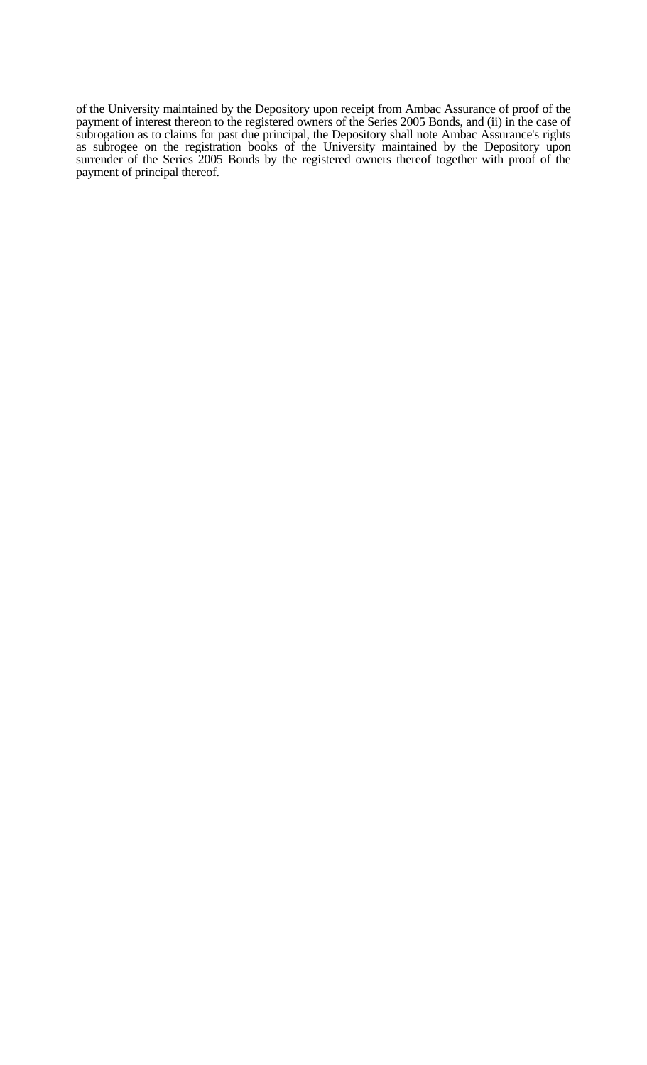of the University maintained by the Depository upon receipt from Ambac Assurance of proof of the payment of interest thereon to the registered owners of the Series 2005 Bonds, and (ii) in the case of subrogation as to claims for past due principal, the Depository shall note Ambac Assurance's rights as subrogee on the registration books of the University maintained by the Depository upon surrender of the Series 2005 Bonds by the registered owners thereof together with proof of the payment of principal thereof.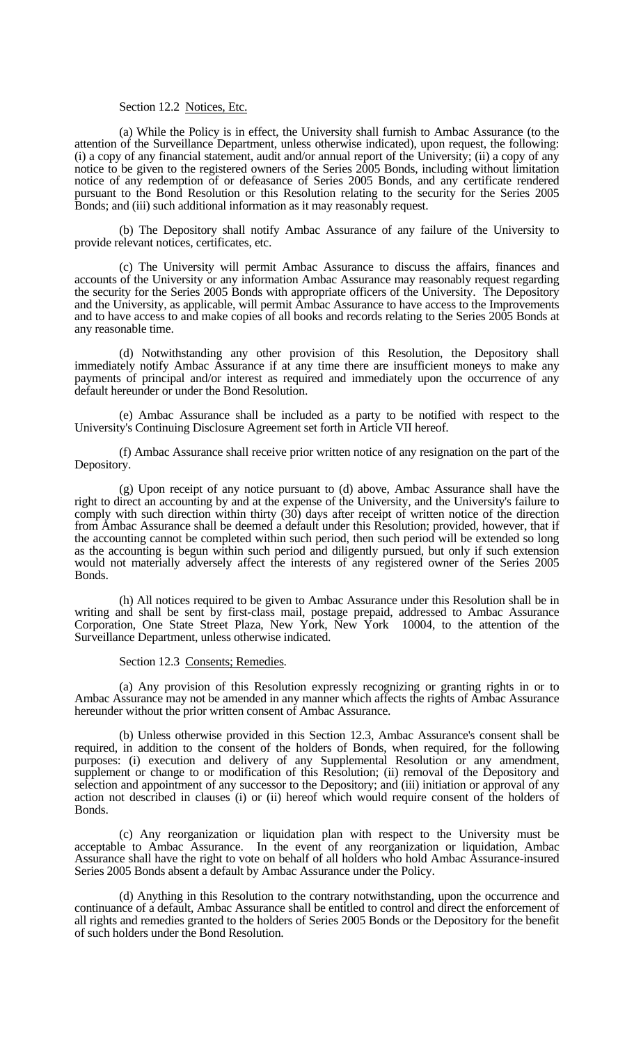Section 12.2 Notices, Etc.

(a) While the Policy is in effect, the University shall furnish to Ambac Assurance (to the attention of the Surveillance Department, unless otherwise indicated), upon request, the following: (i) a copy of any financial statement, audit and/or annual report of the University; (ii) a copy of any notice to be given to the registered owners of the Series 2005 Bonds, including without limitation notice of any redemption of or defeasance of Series 2005 Bonds, and any certificate rendered pursuant to the Bond Resolution or this Resolution relating to the security for the Series 2005 Bonds; and (iii) such additional information as it may reasonably request.

(b) The Depository shall notify Ambac Assurance of any failure of the University to provide relevant notices, certificates, etc.

(c) The University will permit Ambac Assurance to discuss the affairs, finances and accounts of the University or any information Ambac Assurance may reasonably request regarding the security for the Series 2005 Bonds with appropriate officers of the University. The Depository and the University, as applicable, will permit Ambac Assurance to have access to the Improvements and to have access to and make copies of all books and records relating to the Series 2005 Bonds at any reasonable time.

(d) Notwithstanding any other provision of this Resolution, the Depository shall immediately notify Ambac Assurance if at any time there are insufficient moneys to make any payments of principal and/or interest as required and immediately upon the occurrence of any default hereunder or under the Bond Resolution.

(e) Ambac Assurance shall be included as a party to be notified with respect to the University's Continuing Disclosure Agreement set forth in Article VII hereof.

(f) Ambac Assurance shall receive prior written notice of any resignation on the part of the Depository.

(g) Upon receipt of any notice pursuant to (d) above, Ambac Assurance shall have the right to direct an accounting by and at the expense of the University, and the University's failure to comply with such direction within thirty (30) days after receipt of written notice of the direction from Ambac Assurance shall be deemed a default under this Resolution; provided, however, that if the accounting cannot be completed within such period, then such period will be extended so long as the accounting is begun within such period and diligently pursued, but only if such extension would not materially adversely affect the interests of any registered owner of the Series 2005 Bonds.

(h) All notices required to be given to Ambac Assurance under this Resolution shall be in writing and shall be sent by first-class mail, postage prepaid, addressed to Ambac Assurance Corporation, One State Street Plaza, New York, New York 10004, to the attention of the Surveillance Department, unless otherwise indicated.

Section 12.3 Consents; Remedies.

(a) Any provision of this Resolution expressly recognizing or granting rights in or to Ambac Assurance may not be amended in any manner which affects the rights of Ambac Assurance hereunder without the prior written consent of Ambac Assurance.

(b) Unless otherwise provided in this Section 12.3, Ambac Assurance's consent shall be required, in addition to the consent of the holders of Bonds, when required, for the following purposes: (i) execution and delivery of any Supplemental Resolution or any amendment, supplement or change to or modification of this Resolution; (ii) removal of the Depository and selection and appointment of any successor to the Depository; and (iii) initiation or approval of any action not described in clauses (i) or (ii) hereof which would require consent of the holders of Bonds.

(c) Any reorganization or liquidation plan with respect to the University must be acceptable to Ambac Assurance. In the event of any reorganization or liquidation, Ambac Assurance shall have the right to vote on behalf of all holders who hold Ambac Assurance-insured Series 2005 Bonds absent a default by Ambac Assurance under the Policy.

(d) Anything in this Resolution to the contrary notwithstanding, upon the occurrence and continuance of a default, Ambac Assurance shall be entitled to control and direct the enforcement of all rights and remedies granted to the holders of Series 2005 Bonds or the Depository for the benefit of such holders under the Bond Resolution.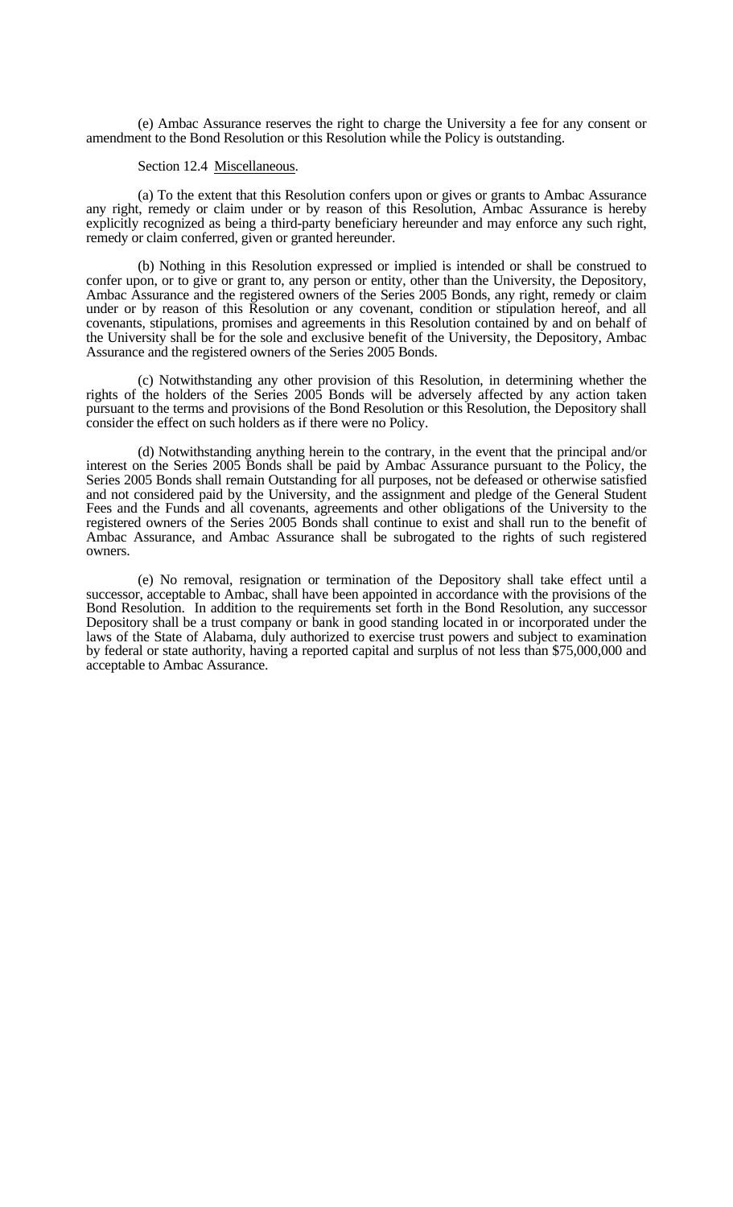(e) Ambac Assurance reserves the right to charge the University a fee for any consent or amendment to the Bond Resolution or this Resolution while the Policy is outstanding.

Section 12.4 Miscellaneous.

(a) To the extent that this Resolution confers upon or gives or grants to Ambac Assurance any right, remedy or claim under or by reason of this Resolution, Ambac Assurance is hereby explicitly recognized as being a third-party beneficiary hereunder and may enforce any such right, remedy or claim conferred, given or granted hereunder.

(b) Nothing in this Resolution expressed or implied is intended or shall be construed to confer upon, or to give or grant to, any person or entity, other than the University, the Depository, Ambac Assurance and the registered owners of the Series 2005 Bonds, any right, remedy or claim under or by reason of this Resolution or any covenant, condition or stipulation hereof, and all covenants, stipulations, promises and agreements in this Resolution contained by and on behalf of the University shall be for the sole and exclusive benefit of the University, the Depository, Ambac Assurance and the registered owners of the Series 2005 Bonds.

(c) Notwithstanding any other provision of this Resolution, in determining whether the rights of the holders of the Series 2005 Bonds will be adversely affected by any action taken pursuant to the terms and provisions of the Bond Resolution or this Resolution, the Depository shall consider the effect on such holders as if there were no Policy.

(d) Notwithstanding anything herein to the contrary, in the event that the principal and/or interest on the Series 2005 Bonds shall be paid by Ambac Assurance pursuant to the Policy, the Series 2005 Bonds shall remain Outstanding for all purposes, not be defeased or otherwise satisfied and not considered paid by the University, and the assignment and pledge of the General Student Fees and the Funds and all covenants, agreements and other obligations of the University to the registered owners of the Series 2005 Bonds shall continue to exist and shall run to the benefit of Ambac Assurance, and Ambac Assurance shall be subrogated to the rights of such registered owners.

(e) No removal, resignation or termination of the Depository shall take effect until a successor, acceptable to Ambac, shall have been appointed in accordance with the provisions of the Bond Resolution. In addition to the requirements set forth in the Bond Resolution, any successor Depository shall be a trust company or bank in good standing located in or incorporated under the laws of the State of Alabama, duly authorized to exercise trust powers and subject to examination by federal or state authority, having a reported capital and surplus of not less than $75,000,000 and acceptable to Ambac Assurance.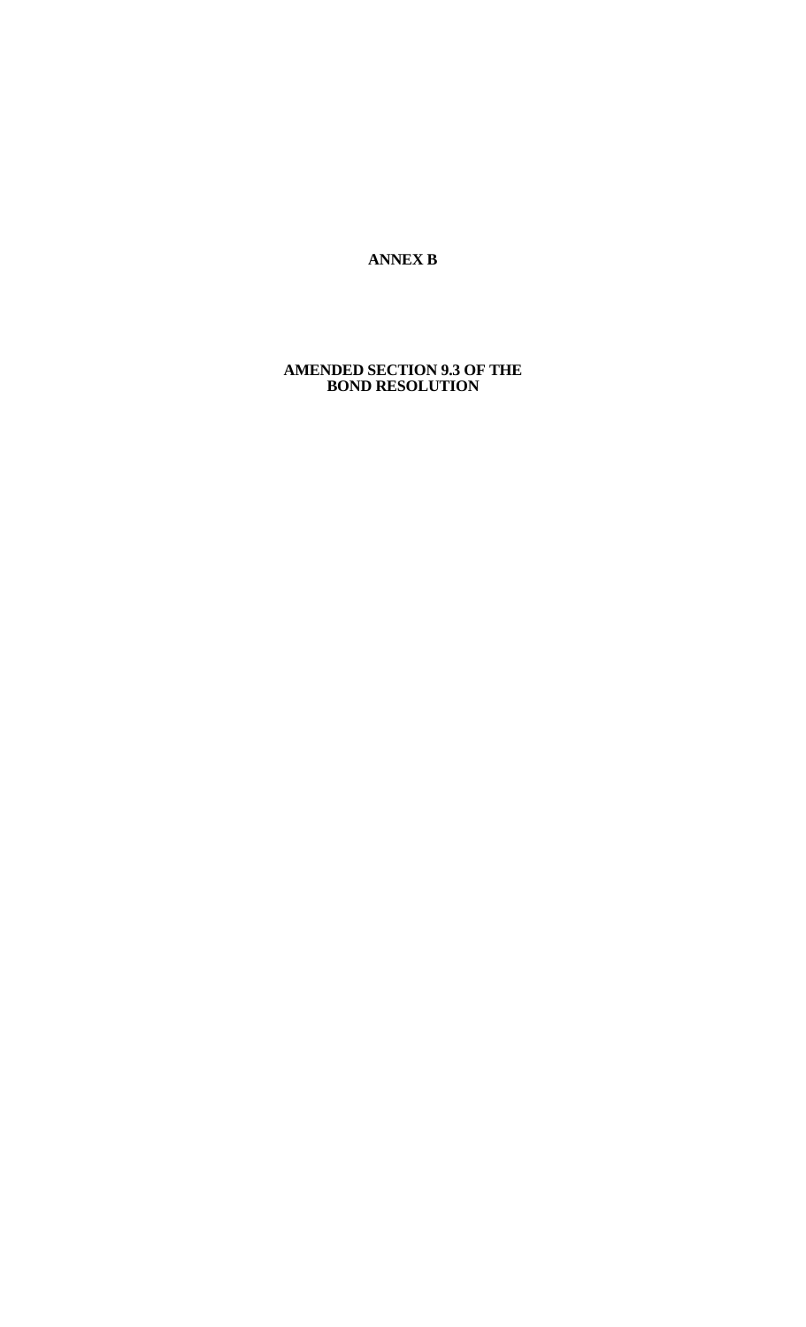# ANNEX B

## AMENDED SECTION 9.3 OF THE BOND RESOLUTION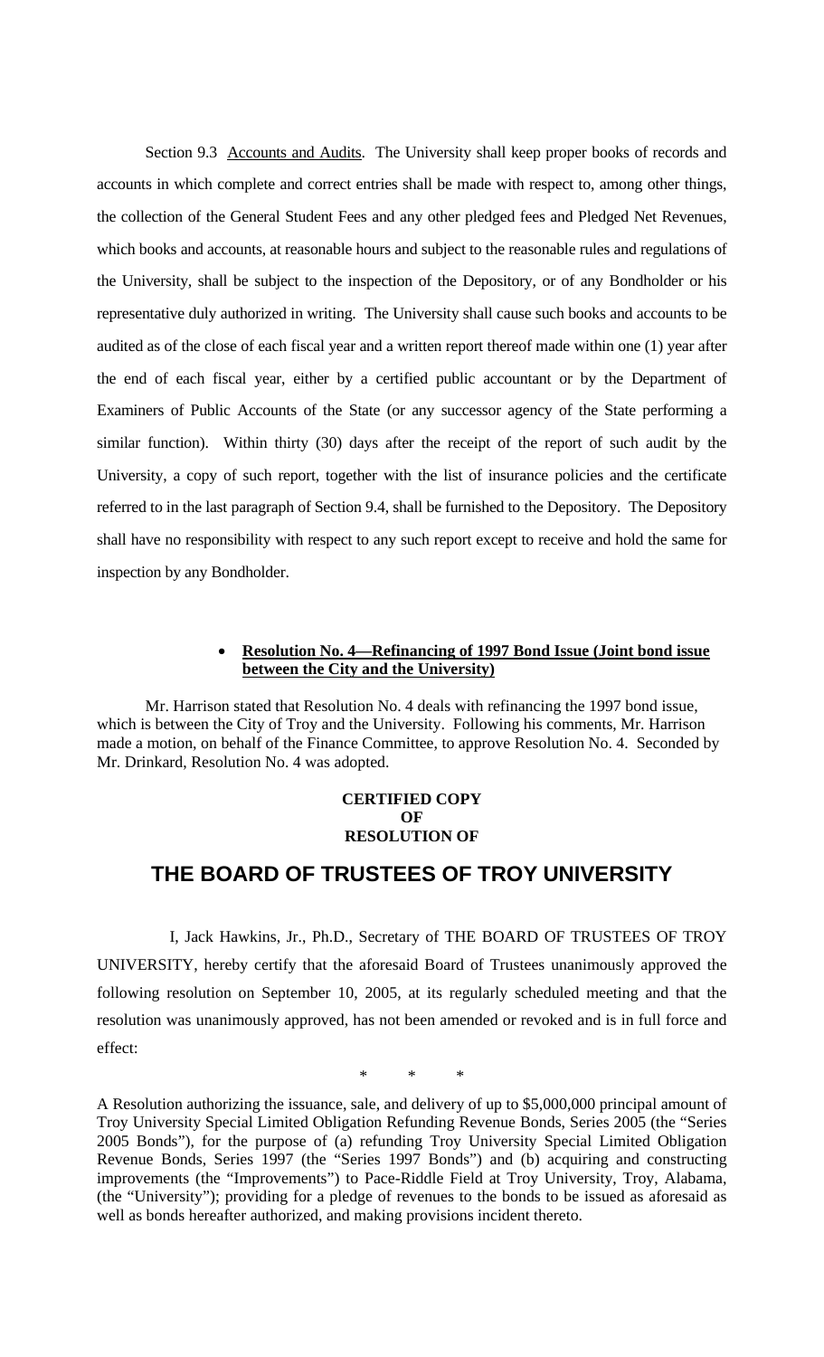Section 9.3 Accounts and Audits. The University shall keep proper books of records and accounts in which complete and correct entries shall be made with respect to, among other things, the collection of the General Student Fees and any other pledged fees and Pledged Net Revenues, which books and accounts, at reasonable hours and subject to the reasonable rules and regulations of the University, shall be subject to the inspection of the Depository, or of any Bondholder or his representative duly authorized in writing. The University shall cause such books and accounts to be audited as of the close of each fiscal year and a written report thereof made within one (1) year after the end of each fiscal year, either by a certified public accountant or by the Department of Examiners of Public Accounts of the State (or any successor agency of the State performing a similar function). Within thirty (30) days after the receipt of the report of such audit by the University, a copy of such report, together with the list of insurance policies and the certificate referred to in the last paragraph of Section 9.4, shall be furnished to the Depository. The Depository shall have no responsibility with respect to any such report except to receive and hold the same for inspection by any Bondholder.

- **Resolution No. 4—Refinancing of 1997 Bond Issue (Joint bond issue between the City and the University)**

Mr. Harrison stated that Resolution No. 4 deals with refinancing the 1997 bond issue, which is between the City of Troy and the University. Following his comments, Mr. Harrison made a motion, on behalf of the Finance Committee, to approve Resolution No. 4. Seconded by Mr. Drinkard, Resolution No. 4 was adopted.

**CERTIFIED COPY**
**OF**
**RESOLUTION OF**

## THE BOARD OF TRUSTEES OF TROY UNIVERSITY

I, Jack Hawkins, Jr., Ph.D., Secretary of THE BOARD OF TRUSTEES OF TROY UNIVERSITY, hereby certify that the aforesaid Board of Trustees unanimously approved the following resolution on September 10, 2005, at its regularly scheduled meeting and that the resolution was unanimously approved, has not been amended or revoked and is in full force and effect:

\* \* \*

A Resolution authorizing the issuance, sale, and delivery of up to $5,000,000 principal amount of Troy University Special Limited Obligation Refunding Revenue Bonds, Series 2005 (the "Series 2005 Bonds"), for the purpose of (a) refunding Troy University Special Limited Obligation Revenue Bonds, Series 1997 (the "Series 1997 Bonds") and (b) acquiring and constructing improvements (the "Improvements") to Pace-Riddle Field at Troy University, Troy, Alabama, (the "University"); providing for a pledge of revenues to the bonds to be issued as aforesaid as well as bonds hereafter authorized, and making provisions incident thereto.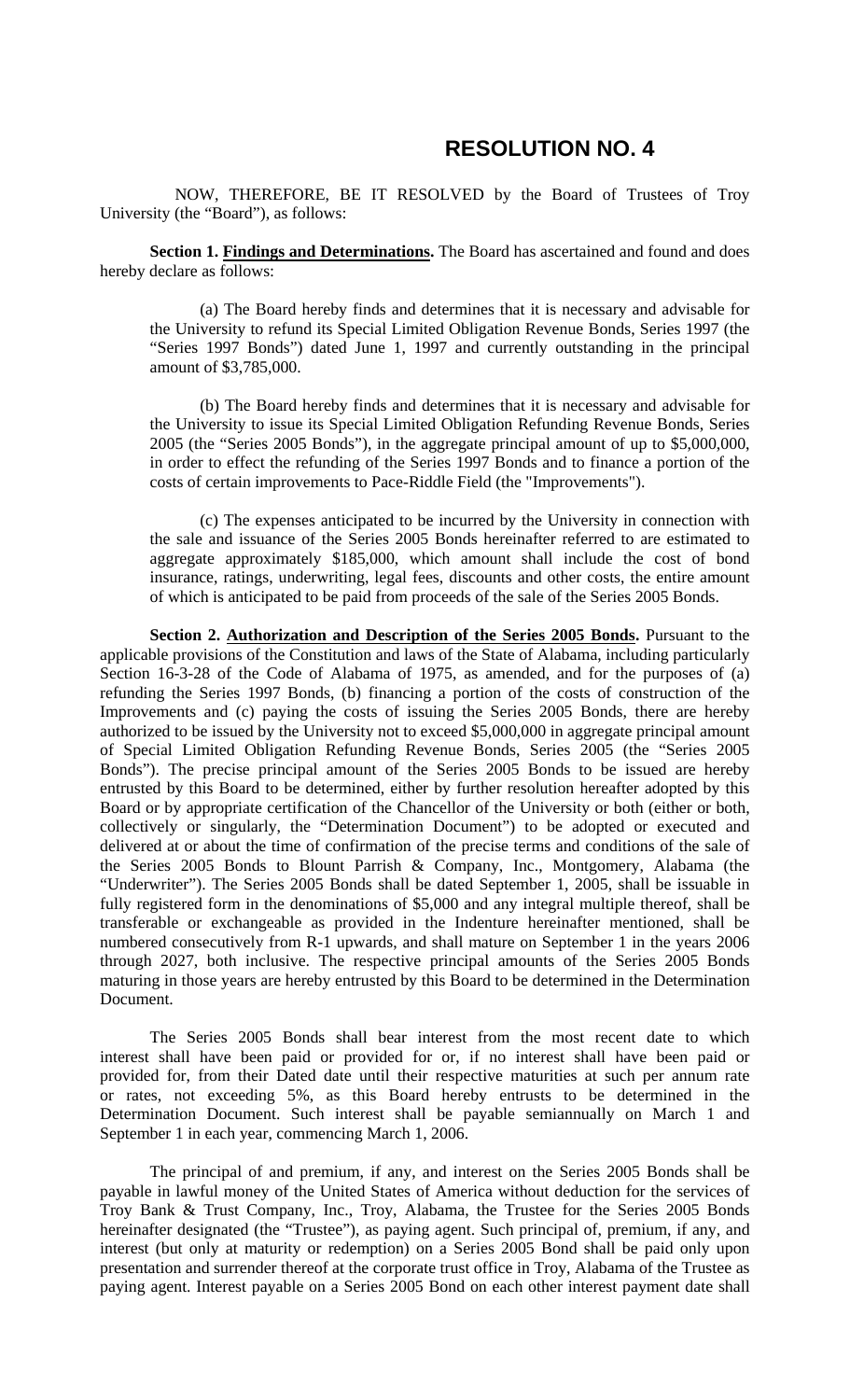# RESOLUTION NO. 4

NOW, THEREFORE, BE IT RESOLVED by the Board of Trustees of Troy University (the "Board"), as follows:

**Section 1. Findings and Determinations.** The Board has ascertained and found and does hereby declare as follows:

(a) The Board hereby finds and determines that it is necessary and advisable for the University to refund its Special Limited Obligation Revenue Bonds, Series 1997 (the "Series 1997 Bonds") dated June 1, 1997 and currently outstanding in the principal amount of $3,785,000.

(b) The Board hereby finds and determines that it is necessary and advisable for the University to issue its Special Limited Obligation Refunding Revenue Bonds, Series 2005 (the "Series 2005 Bonds"), in the aggregate principal amount of up to $5,000,000, in order to effect the refunding of the Series 1997 Bonds and to finance a portion of the costs of certain improvements to Pace-Riddle Field (the "Improvements").

(c) The expenses anticipated to be incurred by the University in connection with the sale and issuance of the Series 2005 Bonds hereinafter referred to are estimated to aggregate approximately $185,000, which amount shall include the cost of bond insurance, ratings, underwriting, legal fees, discounts and other costs, the entire amount of which is anticipated to be paid from proceeds of the sale of the Series 2005 Bonds.

**Section 2. Authorization and Description of the Series 2005 Bonds.** Pursuant to the applicable provisions of the Constitution and laws of the State of Alabama, including particularly Section 16-3-28 of the Code of Alabama of 1975, as amended, and for the purposes of (a) refunding the Series 1997 Bonds, (b) financing a portion of the costs of construction of the Improvements and (c) paying the costs of issuing the Series 2005 Bonds, there are hereby authorized to be issued by the University not to exceed $5,000,000 in aggregate principal amount of Special Limited Obligation Refunding Revenue Bonds, Series 2005 (the "Series 2005 Bonds"). The precise principal amount of the Series 2005 Bonds to be issued are hereby entrusted by this Board to be determined, either by further resolution hereafter adopted by this Board or by appropriate certification of the Chancellor of the University or both (either or both, collectively or singularly, the "Determination Document") to be adopted or executed and delivered at or about the time of confirmation of the precise terms and conditions of the sale of the Series 2005 Bonds to Blount Parrish & Company, Inc., Montgomery, Alabama (the "Underwriter"). The Series 2005 Bonds shall be dated September 1, 2005, shall be issuable in fully registered form in the denominations of $5,000 and any integral multiple thereof, shall be transferable or exchangeable as provided in the Indenture hereinafter mentioned, shall be numbered consecutively from R-1 upwards, and shall mature on September 1 in the years 2006 through 2027, both inclusive. The respective principal amounts of the Series 2005 Bonds maturing in those years are hereby entrusted by this Board to be determined in the Determination Document.

The Series 2005 Bonds shall bear interest from the most recent date to which interest shall have been paid or provided for or, if no interest shall have been paid or provided for, from their Dated date until their respective maturities at such per annum rate or rates, not exceeding 5%, as this Board hereby entrusts to be determined in the Determination Document. Such interest shall be payable semiannually on March 1 and September 1 in each year, commencing March 1, 2006.

The principal of and premium, if any, and interest on the Series 2005 Bonds shall be payable in lawful money of the United States of America without deduction for the services of Troy Bank & Trust Company, Inc., Troy, Alabama, the Trustee for the Series 2005 Bonds hereinafter designated (the "Trustee"), as paying agent. Such principal of, premium, if any, and interest (but only at maturity or redemption) on a Series 2005 Bond shall be paid only upon presentation and surrender thereof at the corporate trust office in Troy, Alabama of the Trustee as paying agent. Interest payable on a Series 2005 Bond on each other interest payment date shall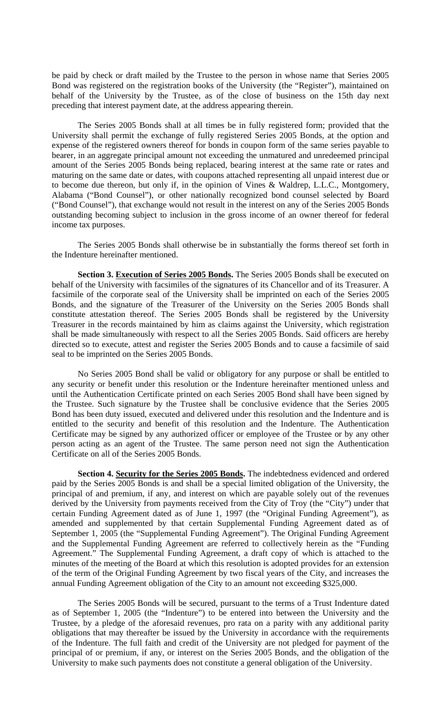be paid by check or draft mailed by the Trustee to the person in whose name that Series 2005 Bond was registered on the registration books of the University (the "Register"), maintained on behalf of the University by the Trustee, as of the close of business on the 15th day next preceding that interest payment date, at the address appearing therein.

The Series 2005 Bonds shall at all times be in fully registered form; provided that the University shall permit the exchange of fully registered Series 2005 Bonds, at the option and expense of the registered owners thereof for bonds in coupon form of the same series payable to bearer, in an aggregate principal amount not exceeding the unmatured and unredeemed principal amount of the Series 2005 Bonds being replaced, bearing interest at the same rate or rates and maturing on the same date or dates, with coupons attached representing all unpaid interest due or to become due thereon, but only if, in the opinion of Vines & Waldrep, L.L.C., Montgomery, Alabama ("Bond Counsel"), or other nationally recognized bond counsel selected by Board ("Bond Counsel"), that exchange would not result in the interest on any of the Series 2005 Bonds outstanding becoming subject to inclusion in the gross income of an owner thereof for federal income tax purposes.

The Series 2005 Bonds shall otherwise be in substantially the forms thereof set forth in the Indenture hereinafter mentioned.

**Section 3. Execution of Series 2005 Bonds.** The Series 2005 Bonds shall be executed on behalf of the University with facsimiles of the signatures of its Chancellor and of its Treasurer. A facsimile of the corporate seal of the University shall be imprinted on each of the Series 2005 Bonds, and the signature of the Treasurer of the University on the Series 2005 Bonds shall constitute attestation thereof. The Series 2005 Bonds shall be registered by the University Treasurer in the records maintained by him as claims against the University, which registration shall be made simultaneously with respect to all the Series 2005 Bonds. Said officers are hereby directed so to execute, attest and register the Series 2005 Bonds and to cause a facsimile of said seal to be imprinted on the Series 2005 Bonds.

No Series 2005 Bond shall be valid or obligatory for any purpose or shall be entitled to any security or benefit under this resolution or the Indenture hereinafter mentioned unless and until the Authentication Certificate printed on each Series 2005 Bond shall have been signed by the Trustee. Such signature by the Trustee shall be conclusive evidence that the Series 2005 Bond has been duty issued, executed and delivered under this resolution and the Indenture and is entitled to the security and benefit of this resolution and the Indenture. The Authentication Certificate may be signed by any authorized officer or employee of the Trustee or by any other person acting as an agent of the Trustee. The same person need not sign the Authentication Certificate on all of the Series 2005 Bonds.

**Section 4. Security for the Series 2005 Bonds.** The indebtedness evidenced and ordered paid by the Series 2005 Bonds is and shall be a special limited obligation of the University, the principal of and premium, if any, and interest on which are payable solely out of the revenues derived by the University from payments received from the City of Troy (the "City") under that certain Funding Agreement dated as of June 1, 1997 (the "Original Funding Agreement"), as amended and supplemented by that certain Supplemental Funding Agreement dated as of September 1, 2005 (the "Supplemental Funding Agreement"). The Original Funding Agreement and the Supplemental Funding Agreement are referred to collectively herein as the "Funding Agreement." The Supplemental Funding Agreement, a draft copy of which is attached to the minutes of the meeting of the Board at which this resolution is adopted provides for an extension of the term of the Original Funding Agreement by two fiscal years of the City, and increases the annual Funding Agreement obligation of the City to an amount not exceeding $325,000.

The Series 2005 Bonds will be secured, pursuant to the terms of a Trust Indenture dated as of September 1, 2005 (the "Indenture") to be entered into between the University and the Trustee, by a pledge of the aforesaid revenues, pro rata on a parity with any additional parity obligations that may thereafter be issued by the University in accordance with the requirements of the Indenture. The full faith and credit of the University are not pledged for payment of the principal of or premium, if any, or interest on the Series 2005 Bonds, and the obligation of the University to make such payments does not constitute a general obligation of the University.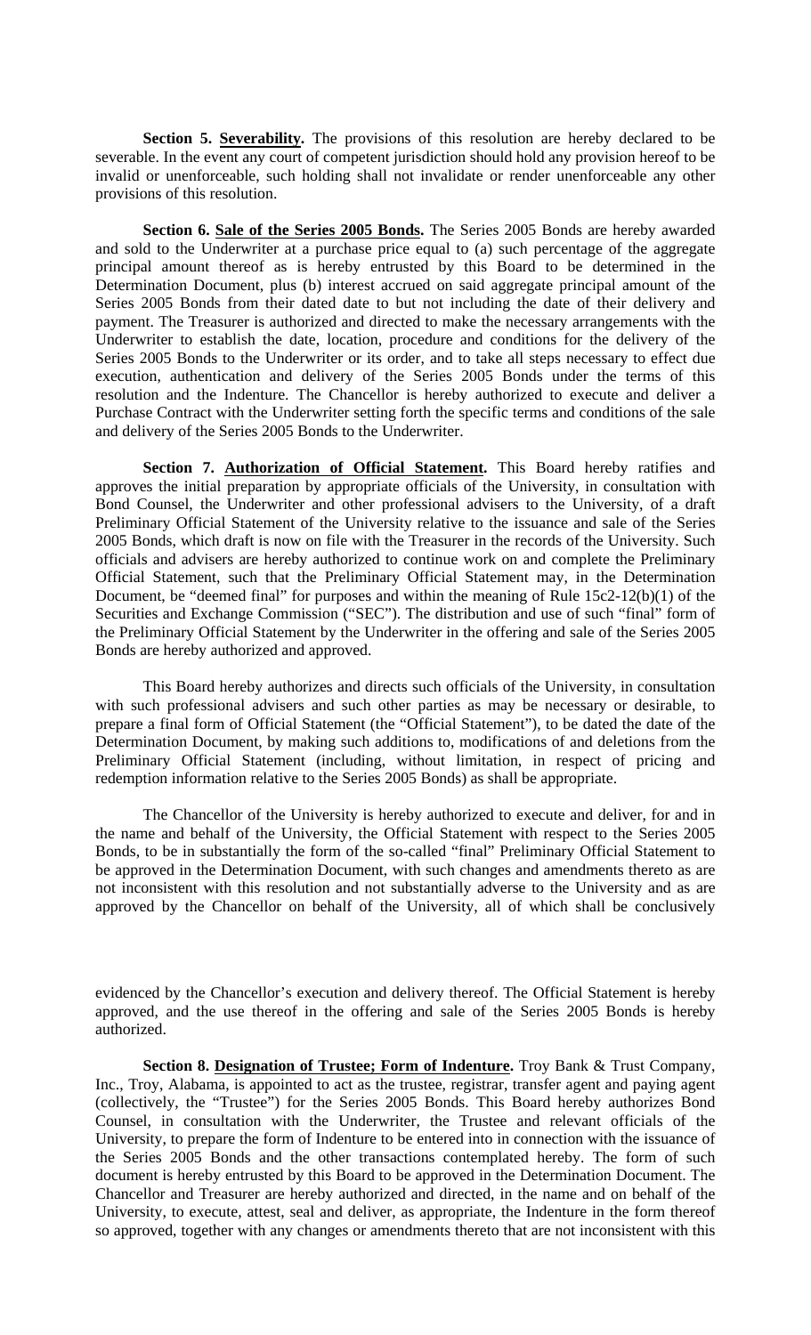**Section 5. Severability.** The provisions of this resolution are hereby declared to be severable. In the event any court of competent jurisdiction should hold any provision hereof to be invalid or unenforceable, such holding shall not invalidate or render unenforceable any other provisions of this resolution.

**Section 6. Sale of the Series 2005 Bonds.** The Series 2005 Bonds are hereby awarded and sold to the Underwriter at a purchase price equal to (a) such percentage of the aggregate principal amount thereof as is hereby entrusted by this Board to be determined in the Determination Document, plus (b) interest accrued on said aggregate principal amount of the Series 2005 Bonds from their dated date to but not including the date of their delivery and payment. The Treasurer is authorized and directed to make the necessary arrangements with the Underwriter to establish the date, location, procedure and conditions for the delivery of the Series 2005 Bonds to the Underwriter or its order, and to take all steps necessary to effect due execution, authentication and delivery of the Series 2005 Bonds under the terms of this resolution and the Indenture. The Chancellor is hereby authorized to execute and deliver a Purchase Contract with the Underwriter setting forth the specific terms and conditions of the sale and delivery of the Series 2005 Bonds to the Underwriter.

**Section 7. Authorization of Official Statement.** This Board hereby ratifies and approves the initial preparation by appropriate officials of the University, in consultation with Bond Counsel, the Underwriter and other professional advisers to the University, of a draft Preliminary Official Statement of the University relative to the issuance and sale of the Series 2005 Bonds, which draft is now on file with the Treasurer in the records of the University. Such officials and advisers are hereby authorized to continue work on and complete the Preliminary Official Statement, such that the Preliminary Official Statement may, in the Determination Document, be "deemed final" for purposes and within the meaning of Rule 15c2-12(b)(1) of the Securities and Exchange Commission ("SEC"). The distribution and use of such "final" form of the Preliminary Official Statement by the Underwriter in the offering and sale of the Series 2005 Bonds are hereby authorized and approved.

This Board hereby authorizes and directs such officials of the University, in consultation with such professional advisers and such other parties as may be necessary or desirable, to prepare a final form of Official Statement (the "Official Statement"), to be dated the date of the Determination Document, by making such additions to, modifications of and deletions from the Preliminary Official Statement (including, without limitation, in respect of pricing and redemption information relative to the Series 2005 Bonds) as shall be appropriate.

The Chancellor of the University is hereby authorized to execute and deliver, for and in the name and behalf of the University, the Official Statement with respect to the Series 2005 Bonds, to be in substantially the form of the so-called "final" Preliminary Official Statement to be approved in the Determination Document, with such changes and amendments thereto as are not inconsistent with this resolution and not substantially adverse to the University and as are approved by the Chancellor on behalf of the University, all of which shall be conclusively evidenced by the Chancellor's execution and delivery thereof. The Official Statement is hereby approved, and the use thereof in the offering and sale of the Series 2005 Bonds is hereby authorized.

**Section 8. Designation of Trustee; Form of Indenture.** Troy Bank & Trust Company, Inc., Troy, Alabama, is appointed to act as the trustee, registrar, transfer agent and paying agent (collectively, the "Trustee") for the Series 2005 Bonds. This Board hereby authorizes Bond Counsel, in consultation with the Underwriter, the Trustee and relevant officials of the University, to prepare the form of Indenture to be entered into in connection with the issuance of the Series 2005 Bonds and the other transactions contemplated hereby. The form of such document is hereby entrusted by this Board to be approved in the Determination Document. The Chancellor and Treasurer are hereby authorized and directed, in the name and on behalf of the University, to execute, attest, seal and deliver, as appropriate, the Indenture in the form thereof so approved, together with any changes or amendments thereto that are not inconsistent with this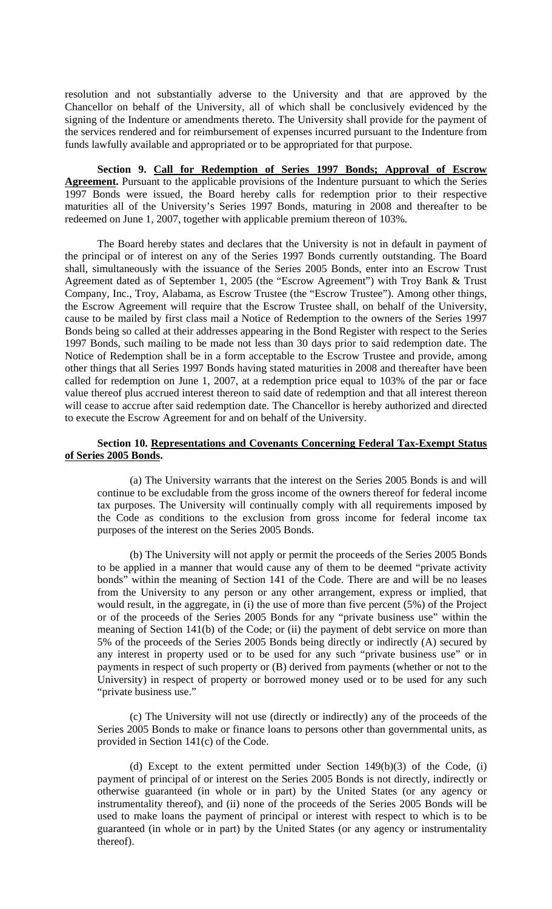resolution and not substantially adverse to the University and that are approved by the Chancellor on behalf of the University, all of which shall be conclusively evidenced by the signing of the Indenture or amendments thereto. The University shall provide for the payment of the services rendered and for reimbursement of expenses incurred pursuant to the Indenture from funds lawfully available and appropriated or to be appropriated for that purpose.

**Section 9. Call for Redemption of Series 1997 Bonds; Approval of Escrow Agreement.** Pursuant to the applicable provisions of the Indenture pursuant to which the Series 1997 Bonds were issued, the Board hereby calls for redemption prior to their respective maturities all of the University's Series 1997 Bonds, maturing in 2008 and thereafter to be redeemed on June 1, 2007, together with applicable premium thereon of 103%.

The Board hereby states and declares that the University is not in default in payment of the principal or of interest on any of the Series 1997 Bonds currently outstanding. The Board shall, simultaneously with the issuance of the Series 2005 Bonds, enter into an Escrow Trust Agreement dated as of September 1, 2005 (the "Escrow Agreement") with Troy Bank & Trust Company, Inc., Troy, Alabama, as Escrow Trustee (the "Escrow Trustee"). Among other things, the Escrow Agreement will require that the Escrow Trustee shall, on behalf of the University, cause to be mailed by first class mail a Notice of Redemption to the owners of the Series 1997 Bonds being so called at their addresses appearing in the Bond Register with respect to the Series 1997 Bonds, such mailing to be made not less than 30 days prior to said redemption date. The Notice of Redemption shall be in a form acceptable to the Escrow Trustee and provide, among other things that all Series 1997 Bonds having stated maturities in 2008 and thereafter have been called for redemption on June 1, 2007, at a redemption price equal to 103% of the par or face value thereof plus accrued interest thereon to said date of redemption and that all interest thereon will cease to accrue after said redemption date. The Chancellor is hereby authorized and directed to execute the Escrow Agreement for and on behalf of the University.

**Section 10. Representations and Covenants Concerning Federal Tax-Exempt Status of Series 2005 Bonds.**

(a) The University warrants that the interest on the Series 2005 Bonds is and will continue to be excludable from the gross income of the owners thereof for federal income tax purposes. The University will continually comply with all requirements imposed by the Code as conditions to the exclusion from gross income for federal income tax purposes of the interest on the Series 2005 Bonds.

(b) The University will not apply or permit the proceeds of the Series 2005 Bonds to be applied in a manner that would cause any of them to be deemed "private activity bonds" within the meaning of Section 141 of the Code. There are and will be no leases from the University to any person or any other arrangement, express or implied, that would result, in the aggregate, in (i) the use of more than five percent (5%) of the Project or of the proceeds of the Series 2005 Bonds for any "private business use" within the meaning of Section 141(b) of the Code; or (ii) the payment of debt service on more than 5% of the proceeds of the Series 2005 Bonds being directly or indirectly (A) secured by any interest in property used or to be used for any such "private business use" or in payments in respect of such property or (B) derived from payments (whether or not to the University) in respect of property or borrowed money used or to be used for any such "private business use."

(c) The University will not use (directly or indirectly) any of the proceeds of the Series 2005 Bonds to make or finance loans to persons other than governmental units, as provided in Section 141(c) of the Code.

(d) Except to the extent permitted under Section 149(b)(3) of the Code, (i) payment of principal of or interest on the Series 2005 Bonds is not directly, indirectly or otherwise guaranteed (in whole or in part) by the United States (or any agency or instrumentality thereof), and (ii) none of the proceeds of the Series 2005 Bonds will be used to make loans the payment of principal or interest with respect to which is to be guaranteed (in whole or in part) by the United States (or any agency or instrumentality thereof).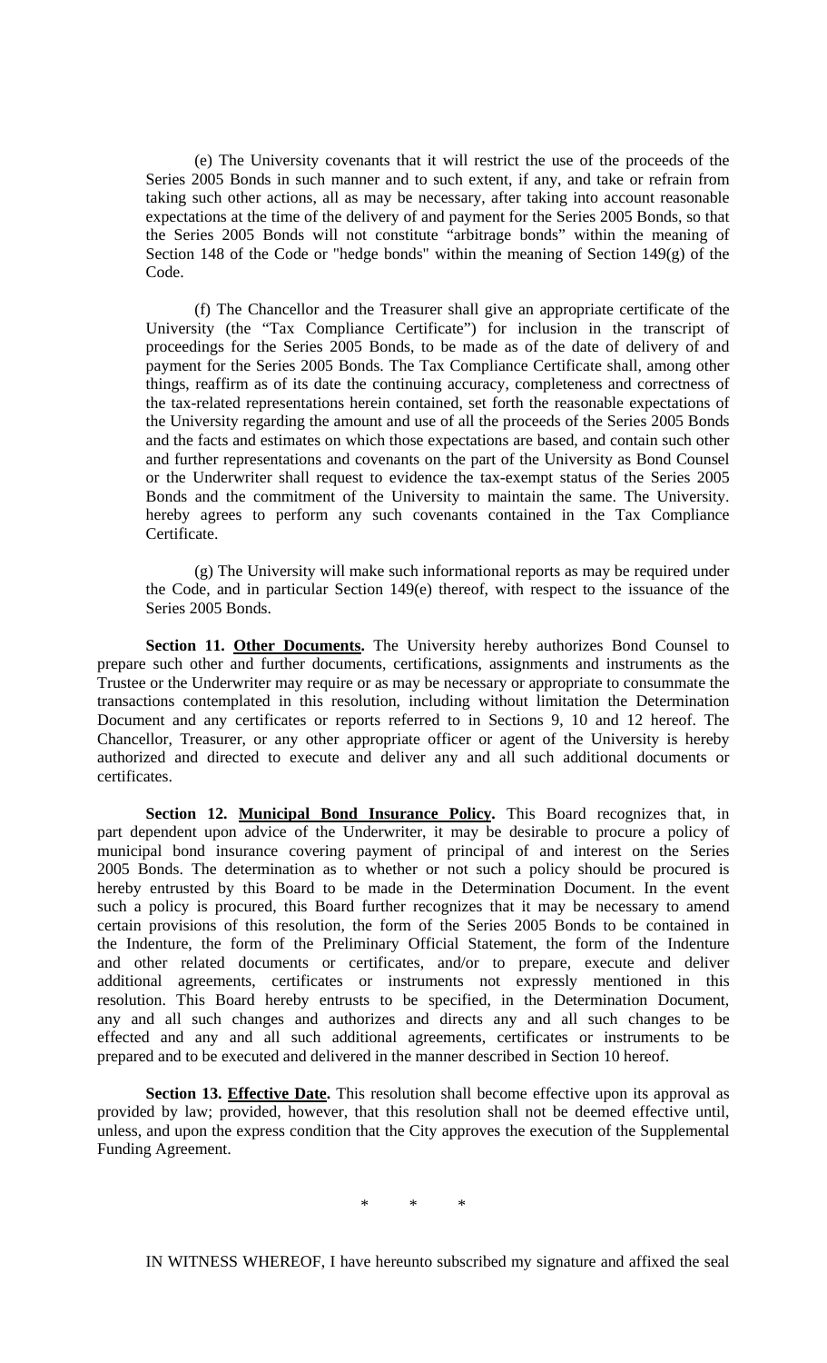(e) The University covenants that it will restrict the use of the proceeds of the Series 2005 Bonds in such manner and to such extent, if any, and take or refrain from taking such other actions, all as may be necessary, after taking into account reasonable expectations at the time of the delivery of and payment for the Series 2005 Bonds, so that the Series 2005 Bonds will not constitute "arbitrage bonds" within the meaning of Section 148 of the Code or "hedge bonds" within the meaning of Section 149(g) of the Code.

(f) The Chancellor and the Treasurer shall give an appropriate certificate of the University (the "Tax Compliance Certificate") for inclusion in the transcript of proceedings for the Series 2005 Bonds, to be made as of the date of delivery of and payment for the Series 2005 Bonds. The Tax Compliance Certificate shall, among other things, reaffirm as of its date the continuing accuracy, completeness and correctness of the tax-related representations herein contained, set forth the reasonable expectations of the University regarding the amount and use of all the proceeds of the Series 2005 Bonds and the facts and estimates on which those expectations are based, and contain such other and further representations and covenants on the part of the University as Bond Counsel or the Underwriter shall request to evidence the tax-exempt status of the Series 2005 Bonds and the commitment of the University to maintain the same. The University. hereby agrees to perform any such covenants contained in the Tax Compliance Certificate.

(g) The University will make such informational reports as may be required under the Code, and in particular Section 149(e) thereof, with respect to the issuance of the Series 2005 Bonds.

**Section 11. Other Documents.** The University hereby authorizes Bond Counsel to prepare such other and further documents, certifications, assignments and instruments as the Trustee or the Underwriter may require or as may be necessary or appropriate to consummate the transactions contemplated in this resolution, including without limitation the Determination Document and any certificates or reports referred to in Sections 9, 10 and 12 hereof. The Chancellor, Treasurer, or any other appropriate officer or agent of the University is hereby authorized and directed to execute and deliver any and all such additional documents or certificates.

**Section 12. Municipal Bond Insurance Policy.** This Board recognizes that, in part dependent upon advice of the Underwriter, it may be desirable to procure a policy of municipal bond insurance covering payment of principal of and interest on the Series 2005 Bonds. The determination as to whether or not such a policy should be procured is hereby entrusted by this Board to be made in the Determination Document. In the event such a policy is procured, this Board further recognizes that it may be necessary to amend certain provisions of this resolution, the form of the Series 2005 Bonds to be contained in the Indenture, the form of the Preliminary Official Statement, the form of the Indenture and other related documents or certificates, and/or to prepare, execute and deliver additional agreements, certificates or instruments not expressly mentioned in this resolution. This Board hereby entrusts to be specified, in the Determination Document, any and all such changes and authorizes and directs any and all such changes to be effected and any and all such additional agreements, certificates or instruments to be prepared and to be executed and delivered in the manner described in Section 10 hereof.

**Section 13. Effective Date.** This resolution shall become effective upon its approval as provided by law; provided, however, that this resolution shall not be deemed effective until, unless, and upon the express condition that the City approves the execution of the Supplemental Funding Agreement.

\* \* \*

IN WITNESS WHEREOF, I have hereunto subscribed my signature and affixed the seal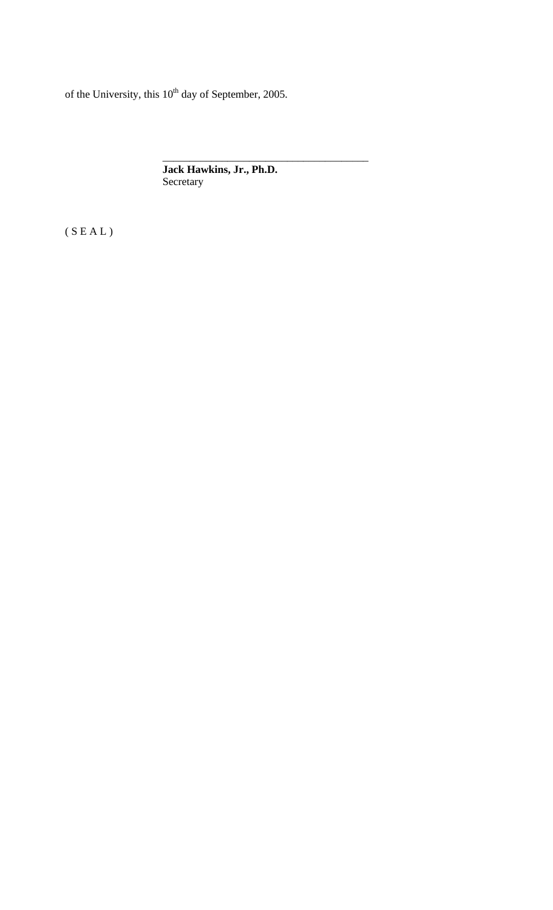of the University, this 10th day of September, 2005.

\_\_\_\_\_\_\_\_\_\_\_\_\_\_\_\_\_\_\_\_\_\_\_\_\_\_\_\_\_\_\_\_\_\_\_\_\_\_\_

**Jack Hawkins, Jr., Ph.D.**
Secretary

( S E A L )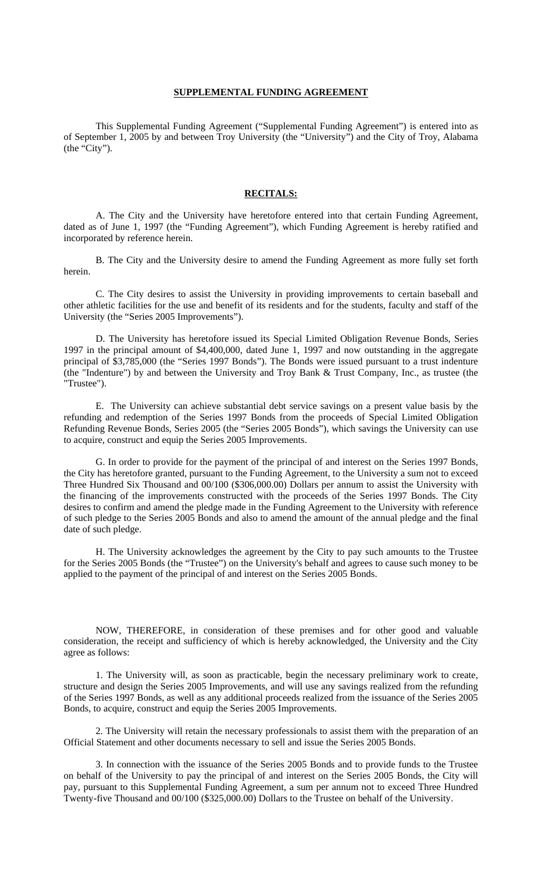**SUPPLEMENTAL FUNDING AGREEMENT**

This Supplemental Funding Agreement ("Supplemental Funding Agreement") is entered into as of September 1, 2005 by and between Troy University (the "University") and the City of Troy, Alabama (the "City").

**RECITALS:**

A. The City and the University have heretofore entered into that certain Funding Agreement, dated as of June 1, 1997 (the "Funding Agreement"), which Funding Agreement is hereby ratified and incorporated by reference herein.

B. The City and the University desire to amend the Funding Agreement as more fully set forth herein.

C. The City desires to assist the University in providing improvements to certain baseball and other athletic facilities for the use and benefit of its residents and for the students, faculty and staff of the University (the "Series 2005 Improvements").

D. The University has heretofore issued its Special Limited Obligation Revenue Bonds, Series 1997 in the principal amount of $4,400,000, dated June 1, 1997 and now outstanding in the aggregate principal of $3,785,000 (the "Series 1997 Bonds"). The Bonds were issued pursuant to a trust indenture (the "Indenture") by and between the University and Troy Bank & Trust Company, Inc., as trustee (the "Trustee").

E. The University can achieve substantial debt service savings on a present value basis by the refunding and redemption of the Series 1997 Bonds from the proceeds of Special Limited Obligation Refunding Revenue Bonds, Series 2005 (the "Series 2005 Bonds"), which savings the University can use to acquire, construct and equip the Series 2005 Improvements.

G. In order to provide for the payment of the principal of and interest on the Series 1997 Bonds, the City has heretofore granted, pursuant to the Funding Agreement, to the University a sum not to exceed Three Hundred Six Thousand and 00/100 ($306,000.00) Dollars per annum to assist the University with the financing of the improvements constructed with the proceeds of the Series 1997 Bonds. The City desires to confirm and amend the pledge made in the Funding Agreement to the University with reference of such pledge to the Series 2005 Bonds and also to amend the amount of the annual pledge and the final date of such pledge.

H. The University acknowledges the agreement by the City to pay such amounts to the Trustee for the Series 2005 Bonds (the "Trustee") on the University's behalf and agrees to cause such money to be applied to the payment of the principal of and interest on the Series 2005 Bonds.

NOW, THEREFORE, in consideration of these premises and for other good and valuable consideration, the receipt and sufficiency of which is hereby acknowledged, the University and the City agree as follows:

1. The University will, as soon as practicable, begin the necessary preliminary work to create, structure and design the Series 2005 Improvements, and will use any savings realized from the refunding of the Series 1997 Bonds, as well as any additional proceeds realized from the issuance of the Series 2005 Bonds, to acquire, construct and equip the Series 2005 Improvements.

2. The University will retain the necessary professionals to assist them with the preparation of an Official Statement and other documents necessary to sell and issue the Series 2005 Bonds.

3. In connection with the issuance of the Series 2005 Bonds and to provide funds to the Trustee on behalf of the University to pay the principal of and interest on the Series 2005 Bonds, the City will pay, pursuant to this Supplemental Funding Agreement, a sum per annum not to exceed Three Hundred Twenty-five Thousand and 00/100 ($325,000.00) Dollars to the Trustee on behalf of the University.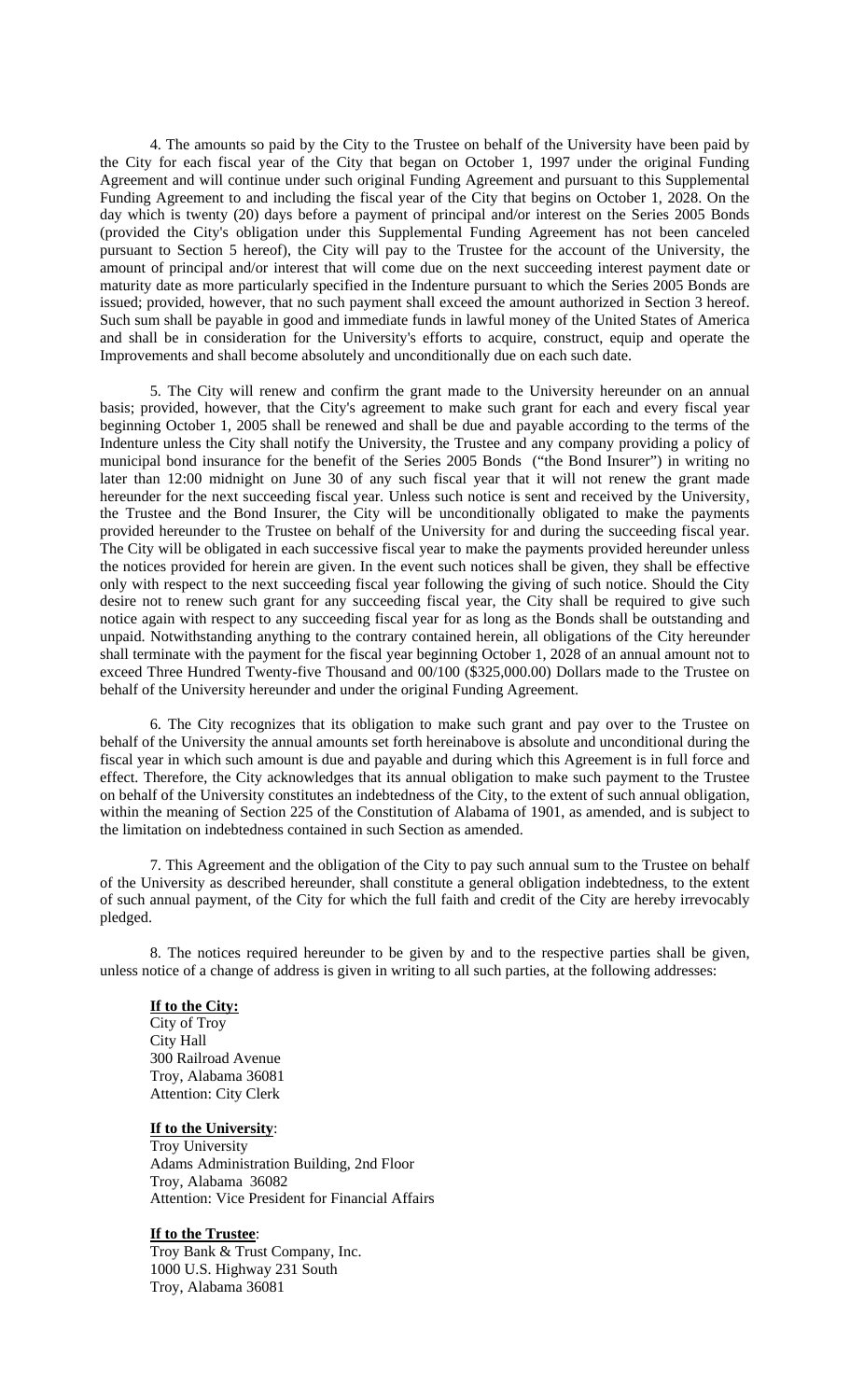4. The amounts so paid by the City to the Trustee on behalf of the University have been paid by the City for each fiscal year of the City that began on October 1, 1997 under the original Funding Agreement and will continue under such original Funding Agreement and pursuant to this Supplemental Funding Agreement to and including the fiscal year of the City that begins on October 1, 2028. On the day which is twenty (20) days before a payment of principal and/or interest on the Series 2005 Bonds (provided the City's obligation under this Supplemental Funding Agreement has not been canceled pursuant to Section 5 hereof), the City will pay to the Trustee for the account of the University, the amount of principal and/or interest that will come due on the next succeeding interest payment date or maturity date as more particularly specified in the Indenture pursuant to which the Series 2005 Bonds are issued; provided, however, that no such payment shall exceed the amount authorized in Section 3 hereof. Such sum shall be payable in good and immediate funds in lawful money of the United States of America and shall be in consideration for the University's efforts to acquire, construct, equip and operate the Improvements and shall become absolutely and unconditionally due on each such date.

5. The City will renew and confirm the grant made to the University hereunder on an annual basis; provided, however, that the City's agreement to make such grant for each and every fiscal year beginning October 1, 2005 shall be renewed and shall be due and payable according to the terms of the Indenture unless the City shall notify the University, the Trustee and any company providing a policy of municipal bond insurance for the benefit of the Series 2005 Bonds ("the Bond Insurer") in writing no later than 12:00 midnight on June 30 of any such fiscal year that it will not renew the grant made hereunder for the next succeeding fiscal year. Unless such notice is sent and received by the University, the Trustee and the Bond Insurer, the City will be unconditionally obligated to make the payments provided hereunder to the Trustee on behalf of the University for and during the succeeding fiscal year. The City will be obligated in each successive fiscal year to make the payments provided hereunder unless the notices provided for herein are given. In the event such notices shall be given, they shall be effective only with respect to the next succeeding fiscal year following the giving of such notice. Should the City desire not to renew such grant for any succeeding fiscal year, the City shall be required to give such notice again with respect to any succeeding fiscal year for as long as the Bonds shall be outstanding and unpaid. Notwithstanding anything to the contrary contained herein, all obligations of the City hereunder shall terminate with the payment for the fiscal year beginning October 1, 2028 of an annual amount not to exceed Three Hundred Twenty-five Thousand and 00/100 ($325,000.00) Dollars made to the Trustee on behalf of the University hereunder and under the original Funding Agreement.

6. The City recognizes that its obligation to make such grant and pay over to the Trustee on behalf of the University the annual amounts set forth hereinabove is absolute and unconditional during the fiscal year in which such amount is due and payable and during which this Agreement is in full force and effect. Therefore, the City acknowledges that its annual obligation to make such payment to the Trustee on behalf of the University constitutes an indebtedness of the City, to the extent of such annual obligation, within the meaning of Section 225 of the Constitution of Alabama of 1901, as amended, and is subject to the limitation on indebtedness contained in such Section as amended.

7. This Agreement and the obligation of the City to pay such annual sum to the Trustee on behalf of the University as described hereunder, shall constitute a general obligation indebtedness, to the extent of such annual payment, of the City for which the full faith and credit of the City are hereby irrevocably pledged.

8. The notices required hereunder to be given by and to the respective parties shall be given, unless notice of a change of address is given in writing to all such parties, at the following addresses:

**If to the City:**
City of Troy
City Hall
300 Railroad Avenue
Troy, Alabama 36081
Attention: City Clerk

**If to the University**:
Troy University
Adams Administration Building, 2nd Floor
Troy, Alabama 36082
Attention: Vice President for Financial Affairs

**If to the Trustee**:
Troy Bank & Trust Company, Inc.
1000 U.S. Highway 231 South
Troy, Alabama 36081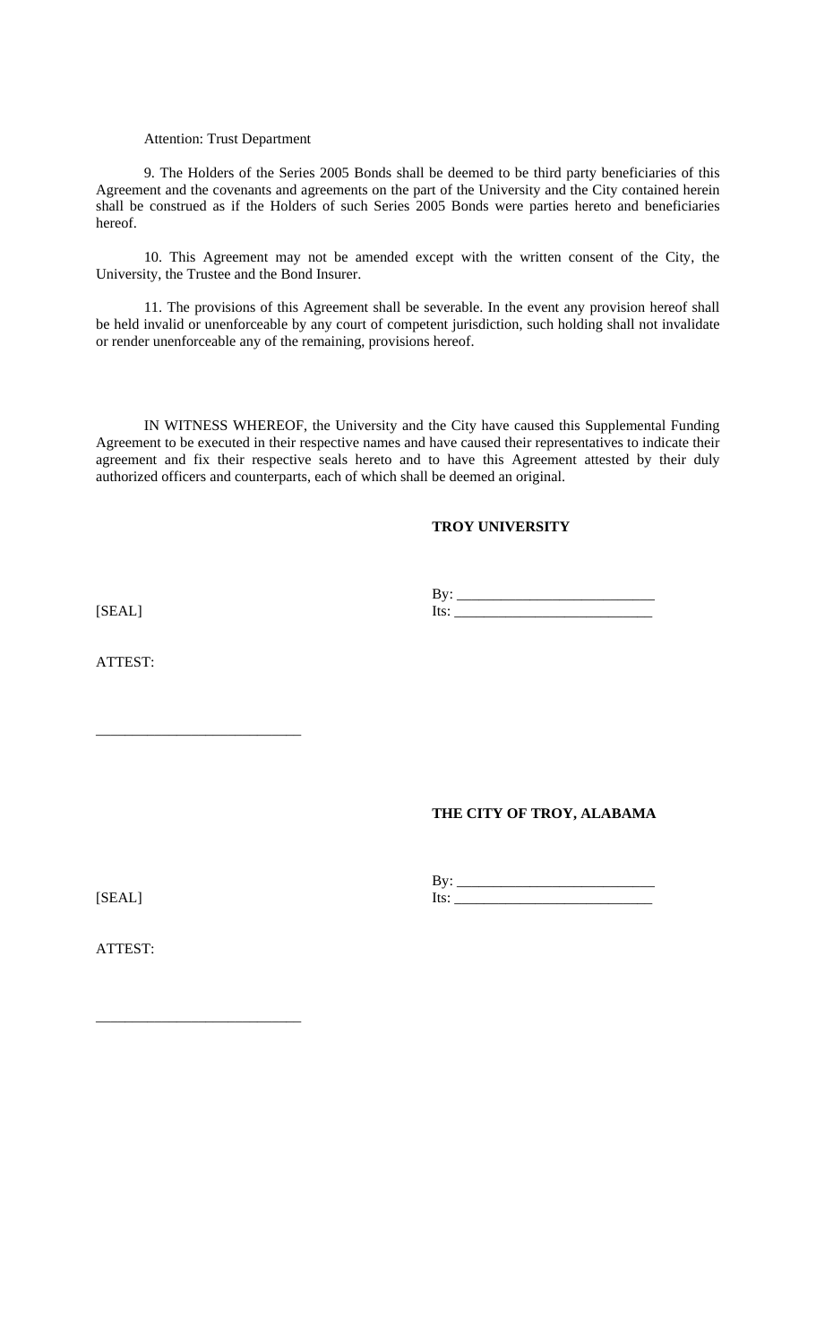Attention: Trust Department

9. The Holders of the Series 2005 Bonds shall be deemed to be third party beneficiaries of this Agreement and the covenants and agreements on the part of the University and the City contained herein shall be construed as if the Holders of such Series 2005 Bonds were parties hereto and beneficiaries hereof.

10. This Agreement may not be amended except with the written consent of the City, the University, the Trustee and the Bond Insurer.

11. The provisions of this Agreement shall be severable. In the event any provision hereof shall be held invalid or unenforceable by any court of competent jurisdiction, such holding shall not invalidate or render unenforceable any of the remaining, provisions hereof.

IN WITNESS WHEREOF, the University and the City have caused this Supplemental Funding Agreement to be executed in their respective names and have caused their representatives to indicate their agreement and fix their respective seals hereto and to have this Agreement attested by their duly authorized officers and counterparts, each of which shall be deemed an original.

**TROY UNIVERSITY**

By: ___________________________

[SEAL]

Its: ___________________________

ATTEST:

___________________________

**THE CITY OF TROY, ALABAMA**

By: ___________________________

[SEAL]

Its: ___________________________

ATTEST:

___________________________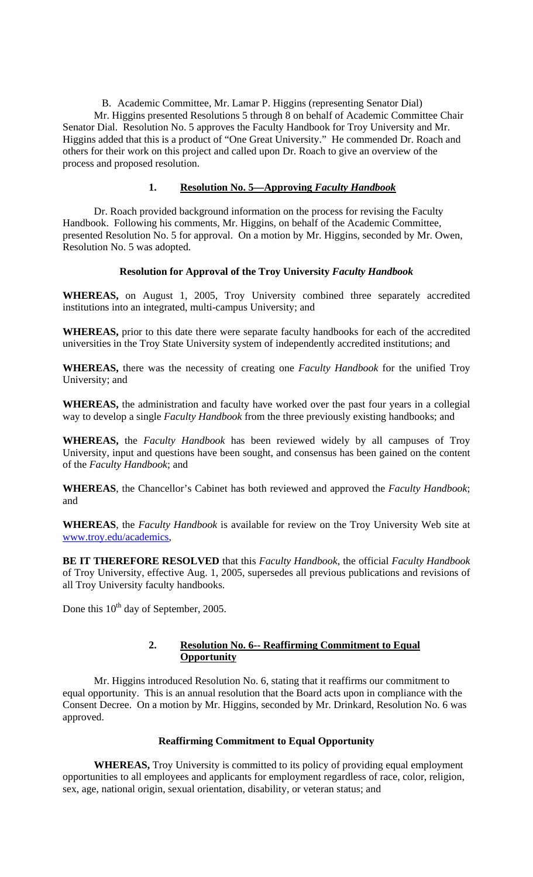B. Academic Committee, Mr. Lamar P. Higgins (representing Senator Dial)

Mr. Higgins presented Resolutions 5 through 8 on behalf of Academic Committee Chair Senator Dial. Resolution No. 5 approves the Faculty Handbook for Troy University and Mr. Higgins added that this is a product of "One Great University." He commended Dr. Roach and others for their work on this project and called upon Dr. Roach to give an overview of the process and proposed resolution.

### 1. Resolution No. 5—Approving *Faculty Handbook*

Dr. Roach provided background information on the process for revising the Faculty Handbook. Following his comments, Mr. Higgins, on behalf of the Academic Committee, presented Resolution No. 5 for approval. On a motion by Mr. Higgins, seconded by Mr. Owen, Resolution No. 5 was adopted.

**Resolution for Approval of the Troy University *Faculty Handbook***

**WHEREAS,** on August 1, 2005, Troy University combined three separately accredited institutions into an integrated, multi-campus University; and

**WHEREAS,** prior to this date there were separate faculty handbooks for each of the accredited universities in the Troy State University system of independently accredited institutions; and

**WHEREAS,** there was the necessity of creating one *Faculty Handbook* for the unified Troy University; and

**WHEREAS,** the administration and faculty have worked over the past four years in a collegial way to develop a single *Faculty Handbook* from the three previously existing handbooks; and

**WHEREAS,** the *Faculty Handbook* has been reviewed widely by all campuses of Troy University, input and questions have been sought, and consensus has been gained on the content of the *Faculty Handbook*; and

**WHEREAS**, the Chancellor's Cabinet has both reviewed and approved the *Faculty Handbook*; and

**WHEREAS**, the *Faculty Handbook* is available for review on the Troy University Web site at www.troy.edu/academics,

**BE IT THEREFORE RESOLVED** that this *Faculty Handbook*, the official *Faculty Handbook* of Troy University, effective Aug. 1, 2005, supersedes all previous publications and revisions of all Troy University faculty handbooks.

Done this 10th day of September, 2005.

### 2. Resolution No. 6-- Reaffirming Commitment to Equal Opportunity

Mr. Higgins introduced Resolution No. 6, stating that it reaffirms our commitment to equal opportunity. This is an annual resolution that the Board acts upon in compliance with the Consent Decree. On a motion by Mr. Higgins, seconded by Mr. Drinkard, Resolution No. 6 was approved.

**Reaffirming Commitment to Equal Opportunity**

**WHEREAS,** Troy University is committed to its policy of providing equal employment opportunities to all employees and applicants for employment regardless of race, color, religion, sex, age, national origin, sexual orientation, disability, or veteran status; and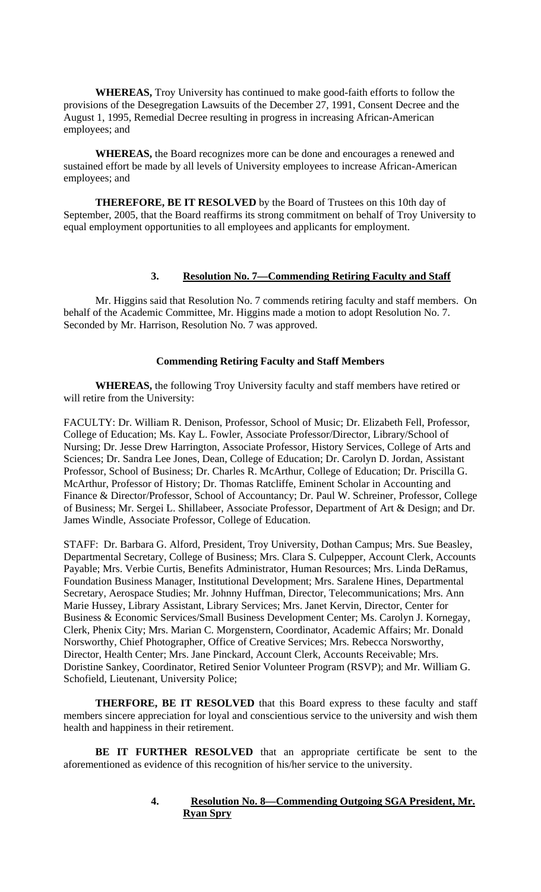**WHEREAS,** Troy University has continued to make good-faith efforts to follow the provisions of the Desegregation Lawsuits of the December 27, 1991, Consent Decree and the August 1, 1995, Remedial Decree resulting in progress in increasing African-American employees; and

**WHEREAS,** the Board recognizes more can be done and encourages a renewed and sustained effort be made by all levels of University employees to increase African-American employees; and

**THEREFORE, BE IT RESOLVED** by the Board of Trustees on this 10th day of September, 2005, that the Board reaffirms its strong commitment on behalf of Troy University to equal employment opportunities to all employees and applicants for employment.

### 3. Resolution No. 7—Commending Retiring Faculty and Staff

Mr. Higgins said that Resolution No. 7 commends retiring faculty and staff members. On behalf of the Academic Committee, Mr. Higgins made a motion to adopt Resolution No. 7. Seconded by Mr. Harrison, Resolution No. 7 was approved.

**Commending Retiring Faculty and Staff Members**

**WHEREAS,** the following Troy University faculty and staff members have retired or will retire from the University:

FACULTY: Dr. William R. Denison, Professor, School of Music; Dr. Elizabeth Fell, Professor, College of Education; Ms. Kay L. Fowler, Associate Professor/Director, Library/School of Nursing; Dr. Jesse Drew Harrington, Associate Professor, History Services, College of Arts and Sciences; Dr. Sandra Lee Jones, Dean, College of Education; Dr. Carolyn D. Jordan, Assistant Professor, School of Business; Dr. Charles R. McArthur, College of Education; Dr. Priscilla G. McArthur, Professor of History; Dr. Thomas Ratcliffe, Eminent Scholar in Accounting and Finance & Director/Professor, School of Accountancy; Dr. Paul W. Schreiner, Professor, College of Business; Mr. Sergei L. Shillabeer, Associate Professor, Department of Art & Design; and Dr. James Windle, Associate Professor, College of Education.

STAFF: Dr. Barbara G. Alford, President, Troy University, Dothan Campus; Mrs. Sue Beasley, Departmental Secretary, College of Business; Mrs. Clara S. Culpepper, Account Clerk, Accounts Payable; Mrs. Verbie Curtis, Benefits Administrator, Human Resources; Mrs. Linda DeRamus, Foundation Business Manager, Institutional Development; Mrs. Saralene Hines, Departmental Secretary, Aerospace Studies; Mr. Johnny Huffman, Director, Telecommunications; Mrs. Ann Marie Hussey, Library Assistant, Library Services; Mrs. Janet Kervin, Director, Center for Business & Economic Services/Small Business Development Center; Ms. Carolyn J. Kornegay, Clerk, Phenix City; Mrs. Marian C. Morgenstern, Coordinator, Academic Affairs; Mr. Donald Norsworthy, Chief Photographer, Office of Creative Services; Mrs. Rebecca Norsworthy, Director, Health Center; Mrs. Jane Pinckard, Account Clerk, Accounts Receivable; Mrs. Doristine Sankey, Coordinator, Retired Senior Volunteer Program (RSVP); and Mr. William G. Schofield, Lieutenant, University Police;

**THERFORE, BE IT RESOLVED** that this Board express to these faculty and staff members sincere appreciation for loyal and conscientious service to the university and wish them health and happiness in their retirement.

**BE IT FURTHER RESOLVED** that an appropriate certificate be sent to the aforementioned as evidence of this recognition of his/her service to the university.

### 4. Resolution No. 8—Commending Outgoing SGA President, Mr. Ryan Spry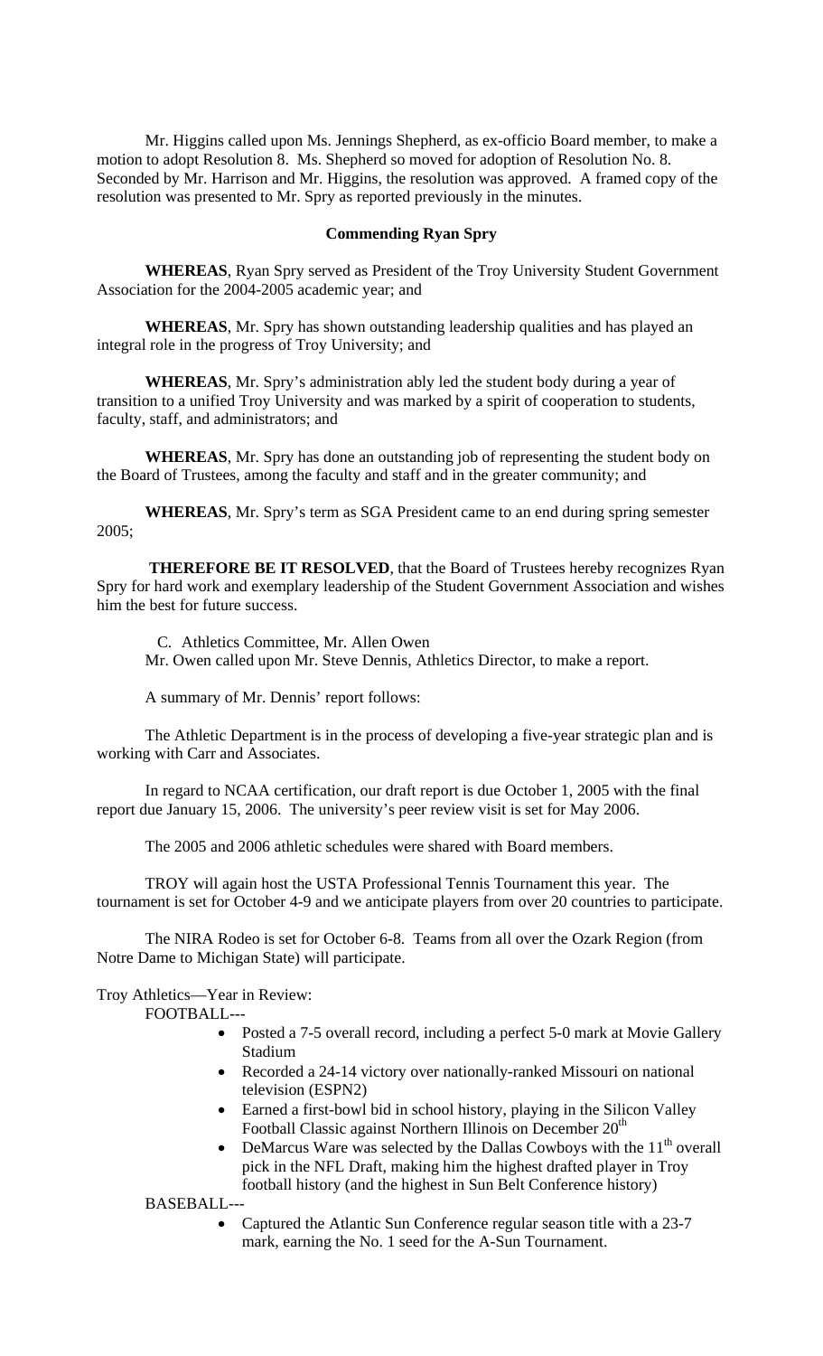Mr. Higgins called upon Ms. Jennings Shepherd, as ex-officio Board member, to make a motion to adopt Resolution 8. Ms. Shepherd so moved for adoption of Resolution No. 8. Seconded by Mr. Harrison and Mr. Higgins, the resolution was approved. A framed copy of the resolution was presented to Mr. Spry as reported previously in the minutes.

**Commending Ryan Spry**

**WHEREAS**, Ryan Spry served as President of the Troy University Student Government Association for the 2004-2005 academic year; and

**WHEREAS**, Mr. Spry has shown outstanding leadership qualities and has played an integral role in the progress of Troy University; and

**WHEREAS**, Mr. Spry's administration ably led the student body during a year of transition to a unified Troy University and was marked by a spirit of cooperation to students, faculty, staff, and administrators; and

**WHEREAS**, Mr. Spry has done an outstanding job of representing the student body on the Board of Trustees, among the faculty and staff and in the greater community; and

**WHEREAS**, Mr. Spry's term as SGA President came to an end during spring semester 2005;

**THEREFORE BE IT RESOLVED**, that the Board of Trustees hereby recognizes Ryan Spry for hard work and exemplary leadership of the Student Government Association and wishes him the best for future success.

C. Athletics Committee, Mr. Allen Owen
Mr. Owen called upon Mr. Steve Dennis, Athletics Director, to make a report.

A summary of Mr. Dennis' report follows:

The Athletic Department is in the process of developing a five-year strategic plan and is working with Carr and Associates.

In regard to NCAA certification, our draft report is due October 1, 2005 with the final report due January 15, 2006. The university's peer review visit is set for May 2006.

The 2005 and 2006 athletic schedules were shared with Board members.

TROY will again host the USTA Professional Tennis Tournament this year. The tournament is set for October 4-9 and we anticipate players from over 20 countries to participate.

The NIRA Rodeo is set for October 6-8. Teams from all over the Ozark Region (from Notre Dame to Michigan State) will participate.

Troy Athletics—Year in Review:

FOOTBALL---

- Posted a 7-5 overall record, including a perfect 5-0 mark at Movie Gallery Stadium
- Recorded a 24-14 victory over nationally-ranked Missouri on national television (ESPN2)
- Earned a first-bowl bid in school history, playing in the Silicon Valley Football Classic against Northern Illinois on December 20th
- DeMarcus Ware was selected by the Dallas Cowboys with the 11th overall pick in the NFL Draft, making him the highest drafted player in Troy football history (and the highest in Sun Belt Conference history)

BASEBALL---

- Captured the Atlantic Sun Conference regular season title with a 23-7 mark, earning the No. 1 seed for the A-Sun Tournament.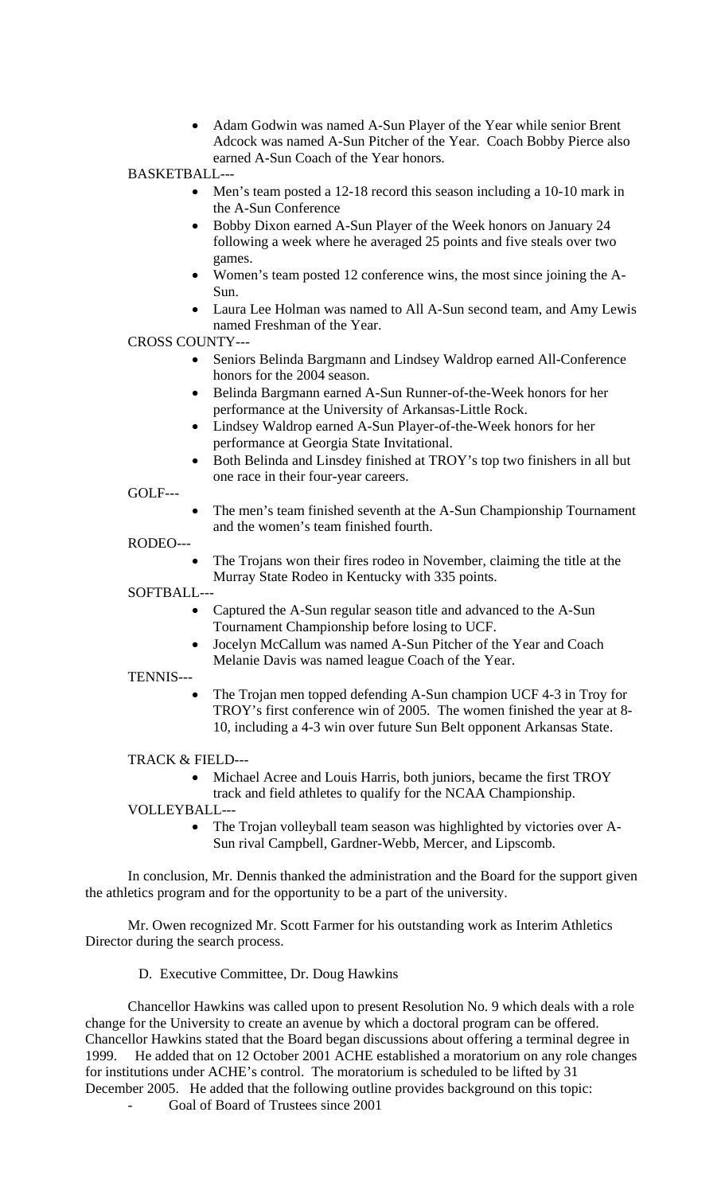- Adam Godwin was named A-Sun Player of the Year while senior Brent Adcock was named A-Sun Pitcher of the Year. Coach Bobby Pierce also earned A-Sun Coach of the Year honors.

BASKETBALL---

- Men's team posted a 12-18 record this season including a 10-10 mark in the A-Sun Conference
- Bobby Dixon earned A-Sun Player of the Week honors on January 24 following a week where he averaged 25 points and five steals over two games.
- Women's team posted 12 conference wins, the most since joining the A-Sun.
- Laura Lee Holman was named to All A-Sun second team, and Amy Lewis named Freshman of the Year.

CROSS COUNTY---

- Seniors Belinda Bargmann and Lindsey Waldrop earned All-Conference honors for the 2004 season.
- Belinda Bargmann earned A-Sun Runner-of-the-Week honors for her performance at the University of Arkansas-Little Rock.
- Lindsey Waldrop earned A-Sun Player-of-the-Week honors for her performance at Georgia State Invitational.
- Both Belinda and Linsdey finished at TROY's top two finishers in all but one race in their four-year careers.

GOLF---

- The men's team finished seventh at the A-Sun Championship Tournament and the women's team finished fourth.

RODEO---

- The Trojans won their fires rodeo in November, claiming the title at the Murray State Rodeo in Kentucky with 335 points.

SOFTBALL---

- Captured the A-Sun regular season title and advanced to the A-Sun Tournament Championship before losing to UCF.
- Jocelyn McCallum was named A-Sun Pitcher of the Year and Coach Melanie Davis was named league Coach of the Year.

TENNIS---

- The Trojan men topped defending A-Sun champion UCF 4-3 in Troy for TROY's first conference win of 2005. The women finished the year at 8-10, including a 4-3 win over future Sun Belt opponent Arkansas State.

TRACK & FIELD---

- Michael Acree and Louis Harris, both juniors, became the first TROY track and field athletes to qualify for the NCAA Championship.

VOLLEYBALL---

- The Trojan volleyball team season was highlighted by victories over A-Sun rival Campbell, Gardner-Webb, Mercer, and Lipscomb.

In conclusion, Mr. Dennis thanked the administration and the Board for the support given the athletics program and for the opportunity to be a part of the university.

Mr. Owen recognized Mr. Scott Farmer for his outstanding work as Interim Athletics Director during the search process.

D. Executive Committee, Dr. Doug Hawkins

Chancellor Hawkins was called upon to present Resolution No. 9 which deals with a role change for the University to create an avenue by which a doctoral program can be offered. Chancellor Hawkins stated that the Board began discussions about offering a terminal degree in 1999. He added that on 12 October 2001 ACHE established a moratorium on any role changes for institutions under ACHE's control. The moratorium is scheduled to be lifted by 31 December 2005. He added that the following outline provides background on this topic:

- Goal of Board of Trustees since 2001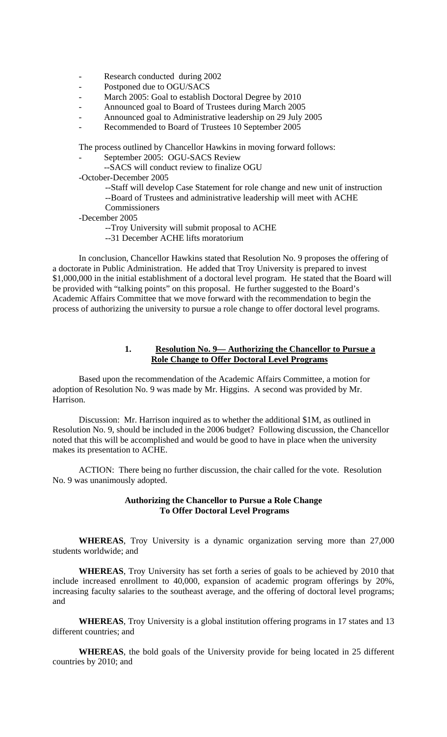- Research conducted during 2002
- Postponed due to OGU/SACS
- March 2005: Goal to establish Doctoral Degree by 2010
- Announced goal to Board of Trustees during March 2005
- Announced goal to Administrative leadership on 29 July 2005
- Recommended to Board of Trustees 10 September 2005

The process outlined by Chancellor Hawkins in moving forward follows:

- September 2005: OGU-SACS Review
  - --SACS will conduct review to finalize OGU
- -October-December 2005
  - --Staff will develop Case Statement for role change and new unit of instruction
  - --Board of Trustees and administrative leadership will meet with ACHE Commissioners
- -December 2005
  - --Troy University will submit proposal to ACHE
  - --31 December ACHE lifts moratorium

In conclusion, Chancellor Hawkins stated that Resolution No. 9 proposes the offering of a doctorate in Public Administration. He added that Troy University is prepared to invest $1,000,000 in the initial establishment of a doctoral level program. He stated that the Board will be provided with "talking points" on this proposal. He further suggested to the Board's Academic Affairs Committee that we move forward with the recommendation to begin the process of authorizing the university to pursue a role change to offer doctoral level programs.

**1. Resolution No. 9— Authorizing the Chancellor to Pursue a Role Change to Offer Doctoral Level Programs**

Based upon the recommendation of the Academic Affairs Committee, a motion for adoption of Resolution No. 9 was made by Mr. Higgins. A second was provided by Mr. Harrison.

Discussion: Mr. Harrison inquired as to whether the additional $1M, as outlined in Resolution No. 9, should be included in the 2006 budget? Following discussion, the Chancellor noted that this will be accomplished and would be good to have in place when the university makes its presentation to ACHE.

ACTION: There being no further discussion, the chair called for the vote. Resolution No. 9 was unanimously adopted.

**Authorizing the Chancellor to Pursue a Role Change To Offer Doctoral Level Programs**

**WHEREAS**, Troy University is a dynamic organization serving more than 27,000 students worldwide; and

**WHEREAS**, Troy University has set forth a series of goals to be achieved by 2010 that include increased enrollment to 40,000, expansion of academic program offerings by 20%, increasing faculty salaries to the southeast average, and the offering of doctoral level programs; and

**WHEREAS**, Troy University is a global institution offering programs in 17 states and 13 different countries; and

**WHEREAS**, the bold goals of the University provide for being located in 25 different countries by 2010; and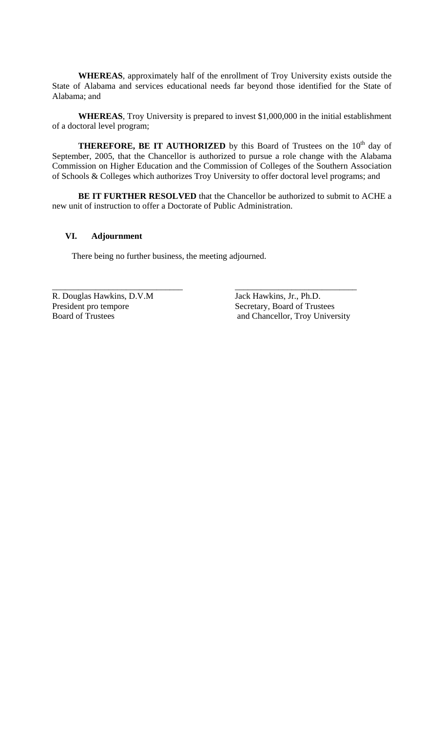**WHEREAS**, approximately half of the enrollment of Troy University exists outside the State of Alabama and services educational needs far beyond those identified for the State of Alabama; and

**WHEREAS**, Troy University is prepared to invest $1,000,000 in the initial establishment of a doctoral level program;

**THEREFORE, BE IT AUTHORIZED** by this Board of Trustees on the 10th day of September, 2005, that the Chancellor is authorized to pursue a role change with the Alabama Commission on Higher Education and the Commission of Colleges of the Southern Association of Schools & Colleges which authorizes Troy University to offer doctoral level programs; and

**BE IT FURTHER RESOLVED** that the Chancellor be authorized to submit to ACHE a new unit of instruction to offer a Doctorate of Public Administration.

## VI. Adjournment

There being no further business, the meeting adjourned.

\_\_\_\_\_\_\_\_\_\_\_\_\_\_\_\_\_\_\_\_\_\_\_\_\_\_\_\_\_\_
R. Douglas Hawkins, D.V.M
President pro tempore
Board of Trustees

\_\_\_\_\_\_\_\_\_\_\_\_\_\_\_\_\_\_\_\_\_\_\_\_\_\_\_\_\_\_
Jack Hawkins, Jr., Ph.D.
Secretary, Board of Trustees
and Chancellor, Troy University